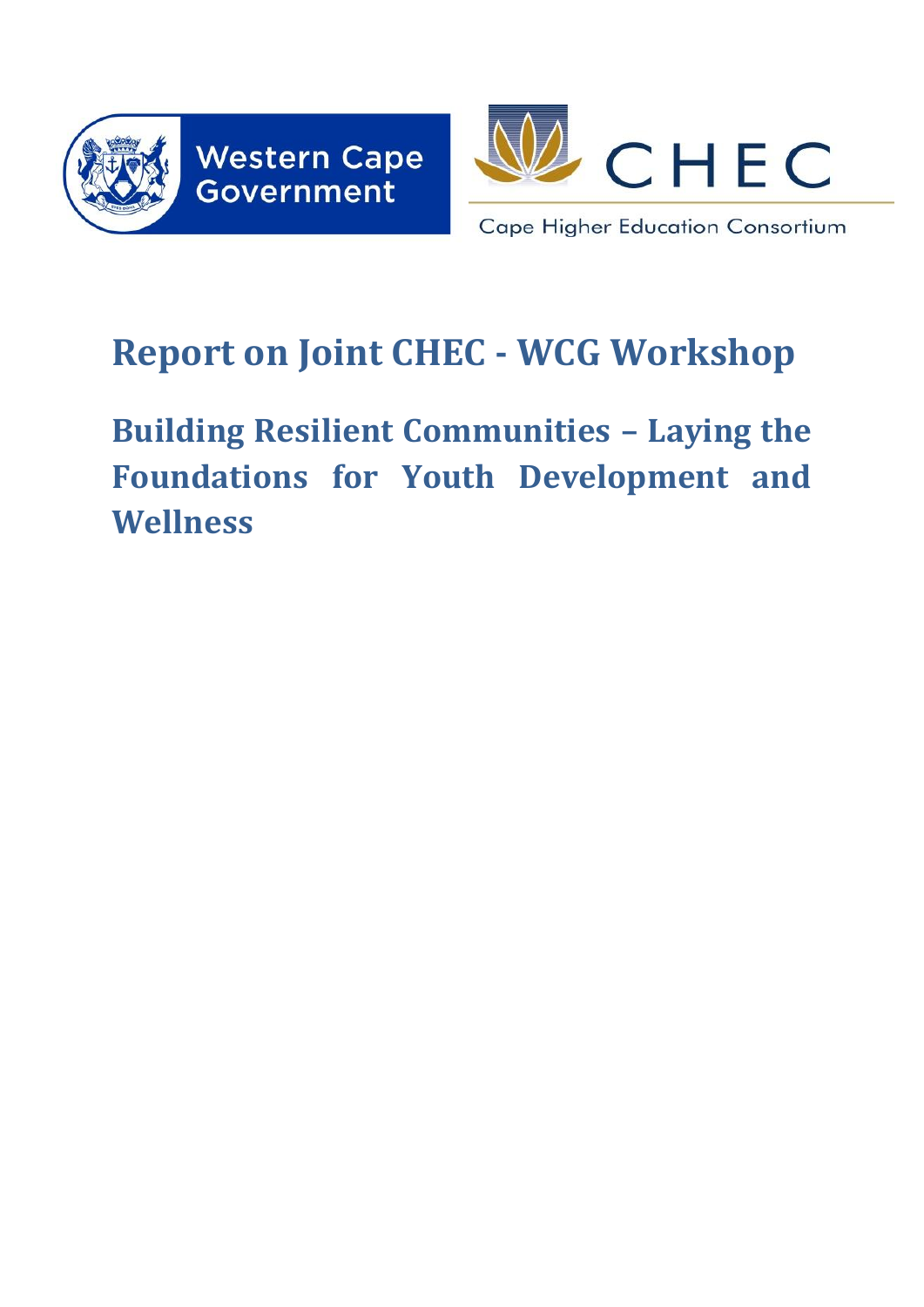Western Cape Government

CHEC

Cape Higher Education Consortium

# Report on Joint CHEC - WCG Workshop

## Building Resilient Communities – Laying the Foundations for Youth Development and Wellness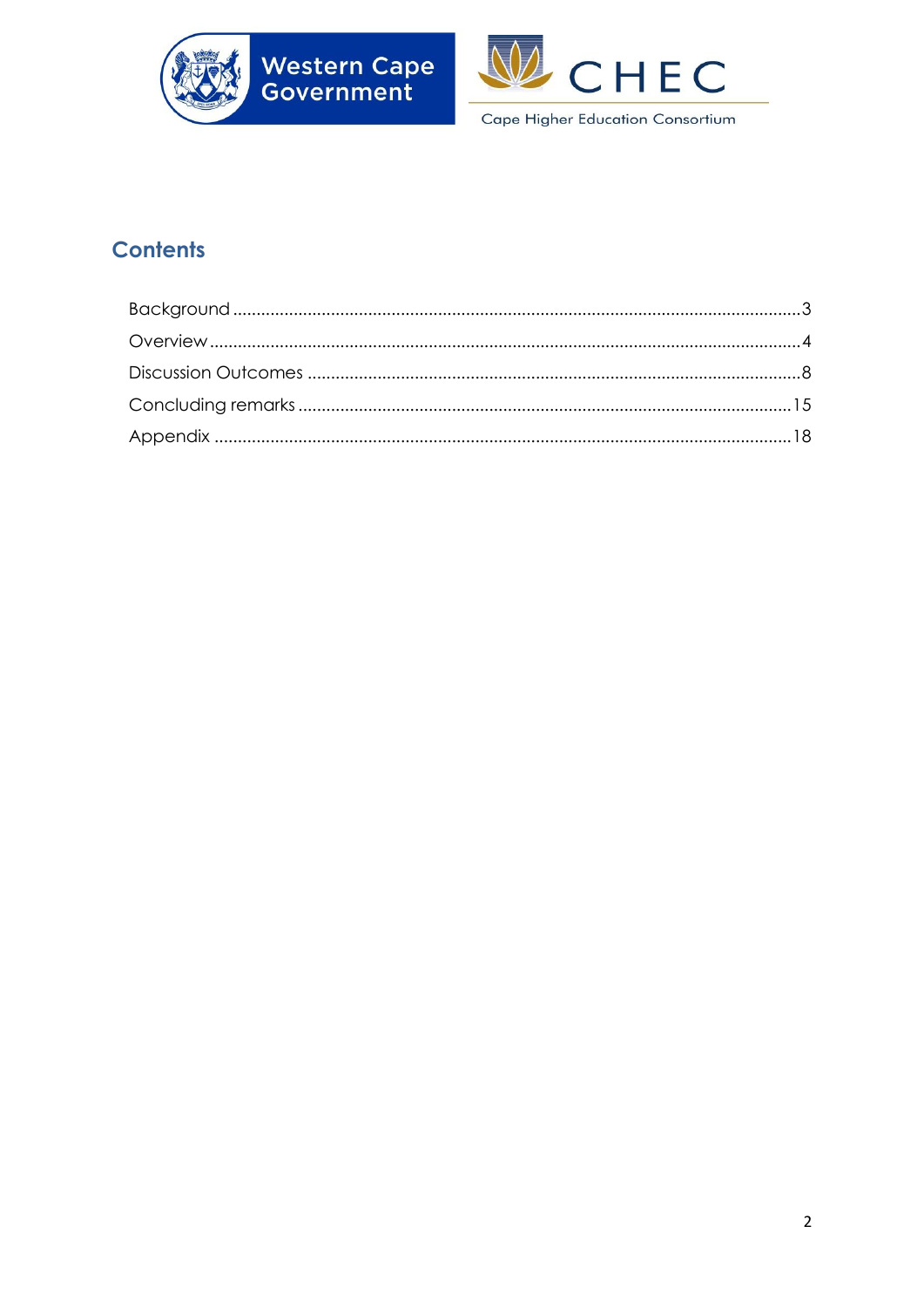## Contents

Background ........................................................................................................................3

Overview .............................................................................................................................4

Discussion Outcomes .........................................................................................................8

Concluding remarks ..........................................................................................................15

Appendix ...........................................................................................................................18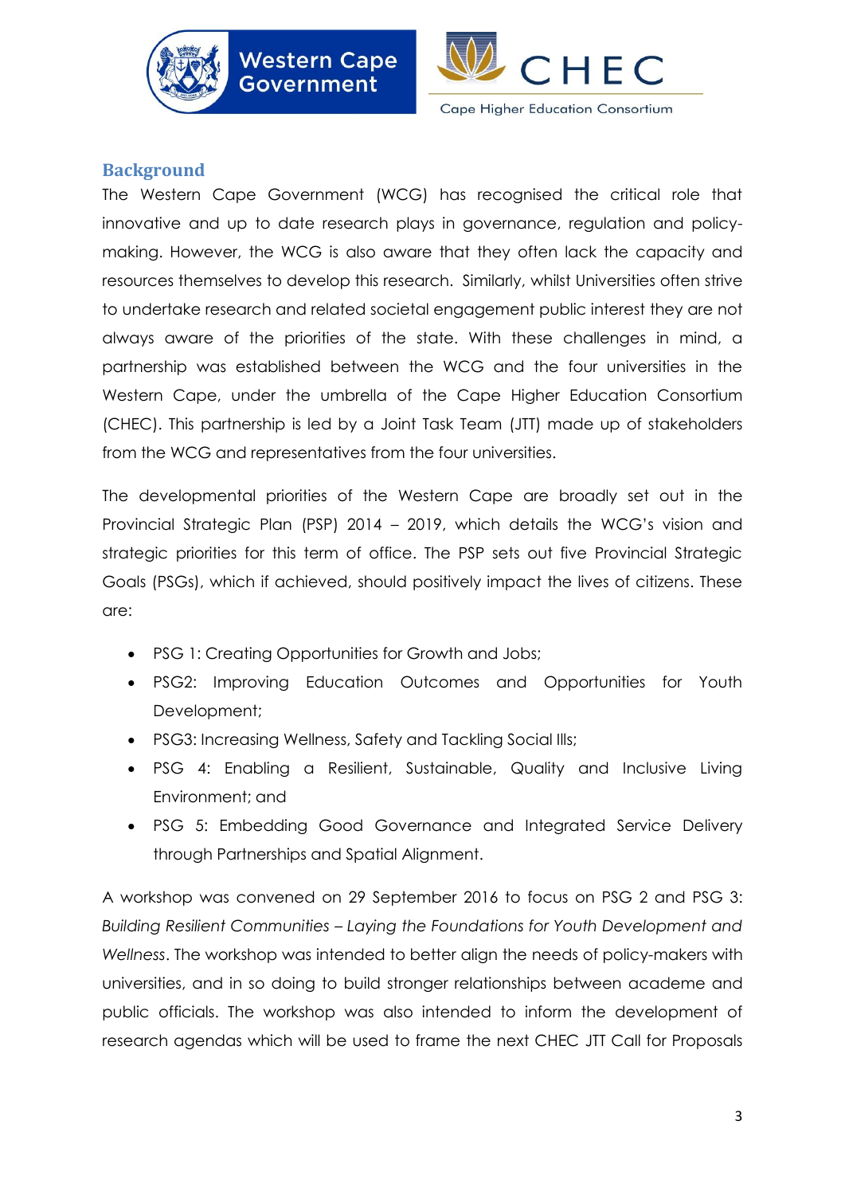## Background

The Western Cape Government (WCG) has recognised the critical role that innovative and up to date research plays in governance, regulation and policy-making. However, the WCG is also aware that they often lack the capacity and resources themselves to develop this research. Similarly, whilst Universities often strive to undertake research and related societal engagement public interest they are not always aware of the priorities of the state. With these challenges in mind, a partnership was established between the WCG and the four universities in the Western Cape, under the umbrella of the Cape Higher Education Consortium (CHEC). This partnership is led by a Joint Task Team (JTT) made up of stakeholders from the WCG and representatives from the four universities.

The developmental priorities of the Western Cape are broadly set out in the Provincial Strategic Plan (PSP) 2014 – 2019, which details the WCG's vision and strategic priorities for this term of office. The PSP sets out five Provincial Strategic Goals (PSGs), which if achieved, should positively impact the lives of citizens. These are:

- PSG 1: Creating Opportunities for Growth and Jobs;
- PSG2: Improving Education Outcomes and Opportunities for Youth Development;
- PSG3: Increasing Wellness, Safety and Tackling Social Ills;
- PSG 4: Enabling a Resilient, Sustainable, Quality and Inclusive Living Environment; and
- PSG 5: Embedding Good Governance and Integrated Service Delivery through Partnerships and Spatial Alignment.

A workshop was convened on 29 September 2016 to focus on PSG 2 and PSG 3: *Building Resilient Communities – Laying the Foundations for Youth Development and Wellness*. The workshop was intended to better align the needs of policy-makers with universities, and in so doing to build stronger relationships between academe and public officials. The workshop was also intended to inform the development of research agendas which will be used to frame the next CHEC JTT Call for Proposals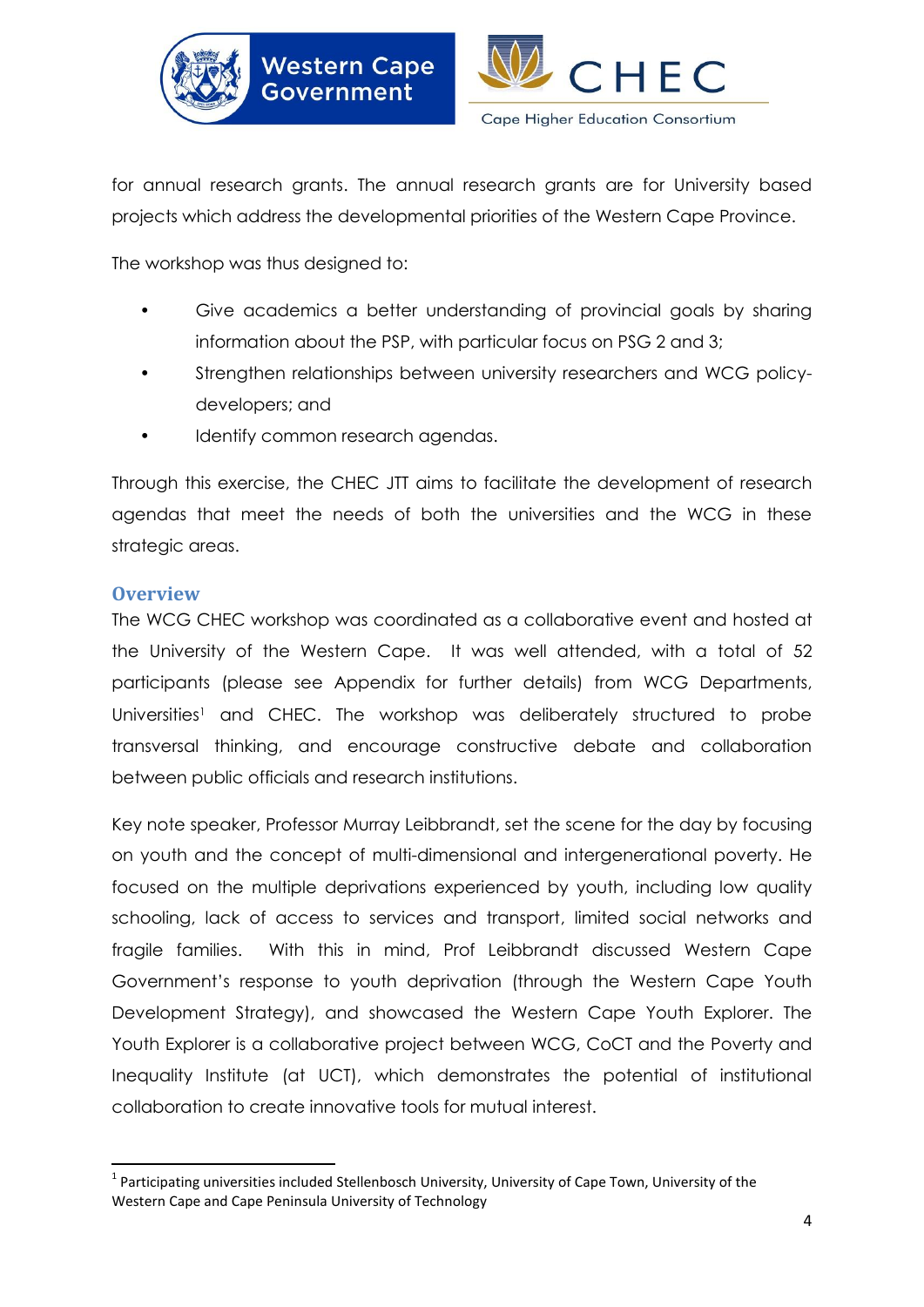for annual research grants. The annual research grants are for University based projects which address the developmental priorities of the Western Cape Province.

The workshop was thus designed to:

- Give academics a better understanding of provincial goals by sharing information about the PSP, with particular focus on PSG 2 and 3;
- Strengthen relationships between university researchers and WCG policy-developers; and
- Identify common research agendas.

Through this exercise, the CHEC JTT aims to facilitate the development of research agendas that meet the needs of both the universities and the WCG in these strategic areas.

## Overview

The WCG CHEC workshop was coordinated as a collaborative event and hosted at the University of the Western Cape. It was well attended, with a total of 52 participants (please see Appendix for further details) from WCG Departments, Universities[1] and CHEC. The workshop was deliberately structured to probe transversal thinking, and encourage constructive debate and collaboration between public officials and research institutions.

Key note speaker, Professor Murray Leibbrandt, set the scene for the day by focusing on youth and the concept of multi-dimensional and intergenerational poverty. He focused on the multiple deprivations experienced by youth, including low quality schooling, lack of access to services and transport, limited social networks and fragile families. With this in mind, Prof Leibbrandt discussed Western Cape Government's response to youth deprivation (through the Western Cape Youth Development Strategy), and showcased the Western Cape Youth Explorer. The Youth Explorer is a collaborative project between WCG, CoCT and the Poverty and Inequality Institute (at UCT), which demonstrates the potential of institutional collaboration to create innovative tools for mutual interest.

[1] Participating universities included Stellenbosch University, University of Cape Town, University of the Western Cape and Cape Peninsula University of Technology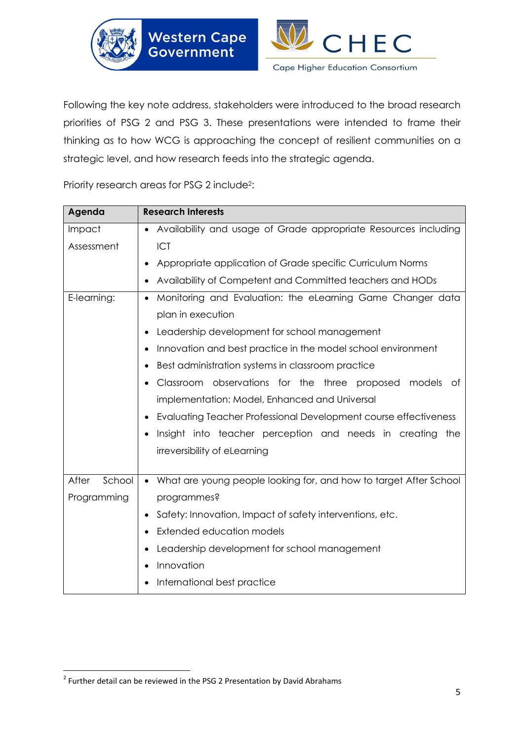Following the key note address, stakeholders were introduced to the broad research priorities of PSG 2 and PSG 3. These presentations were intended to frame their thinking as to how WCG is approaching the concept of resilient communities on a strategic level, and how research feeds into the strategic agenda.

Priority research areas for PSG 2 include[2]:

| Agenda | Research Interests |
|---|---|
| Impact Assessment | • Availability and usage of Grade appropriate Resources including ICT<br>• Appropriate application of Grade specific Curriculum Norms<br>• Availability of Competent and Committed teachers and HODs |
| E-learning: | • Monitoring and Evaluation: the eLearning Game Changer data plan in execution<br>• Leadership development for school management<br>• Innovation and best practice in the model school environment<br>• Best administration systems in classroom practice<br>• Classroom observations for the three proposed models of implementation: Model, Enhanced and Universal<br>• Evaluating Teacher Professional Development course effectiveness<br>• Insight into teacher perception and needs in creating the irreversibility of eLearning |
| After School Programming | • What are young people looking for, and how to target After School programmes?<br>• Safety: Innovation, Impact of safety interventions, etc.<br>• Extended education models<br>• Leadership development for school management<br>• Innovation<br>• International best practice |

[2] Further detail can be reviewed in the PSG 2 Presentation by David Abrahams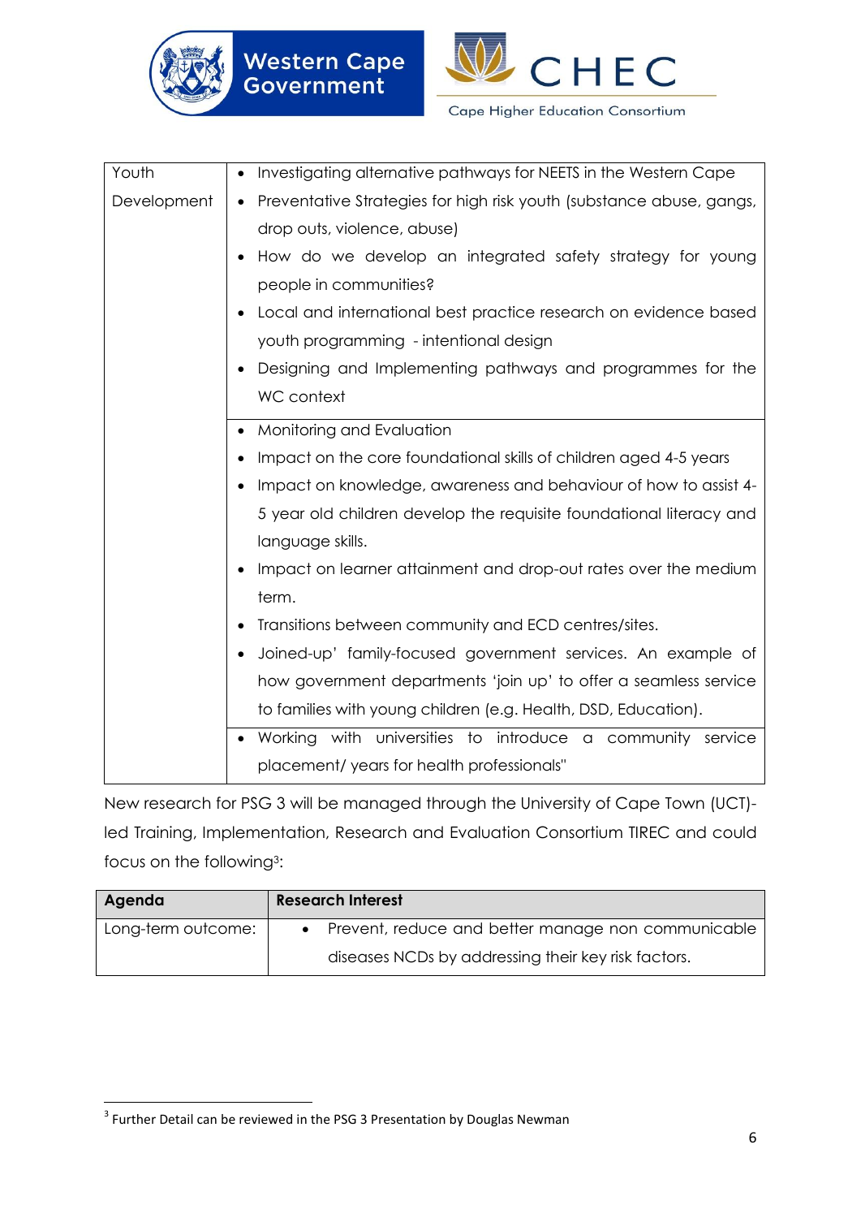| | |
|---|---|
| Youth Development | • Investigating alternative pathways for NEETS in the Western Cape<br>• Preventative Strategies for high risk youth (substance abuse, gangs, drop outs, violence, abuse)<br>• How do we develop an integrated safety strategy for young people in communities?<br>• Local and international best practice research on evidence based youth programming - intentional design<br>• Designing and Implementing pathways and programmes for the WC context |
| | • Monitoring and Evaluation<br>• Impact on the core foundational skills of children aged 4-5 years<br>• Impact on knowledge, awareness and behaviour of how to assist 4-5 year old children develop the requisite foundational literacy and language skills.<br>• Impact on learner attainment and drop-out rates over the medium term.<br>• Transitions between community and ECD centres/sites.<br>• Joined-up' family-focused government services. An example of how government departments 'join up' to offer a seamless service to families with young children (e.g. Health, DSD, Education). |
| | • Working with universities to introduce a community service placement/ years for health professionals" |

New research for PSG 3 will be managed through the University of Cape Town (UCT)-led Training, Implementation, Research and Evaluation Consortium TIREC and could focus on the following[3]:

| Agenda | Research Interest |
|---|---|
| Long-term outcome: | • Prevent, reduce and better manage non communicable diseases NCDs by addressing their key risk factors. |

[3] Further Detail can be reviewed in the PSG 3 Presentation by Douglas Newman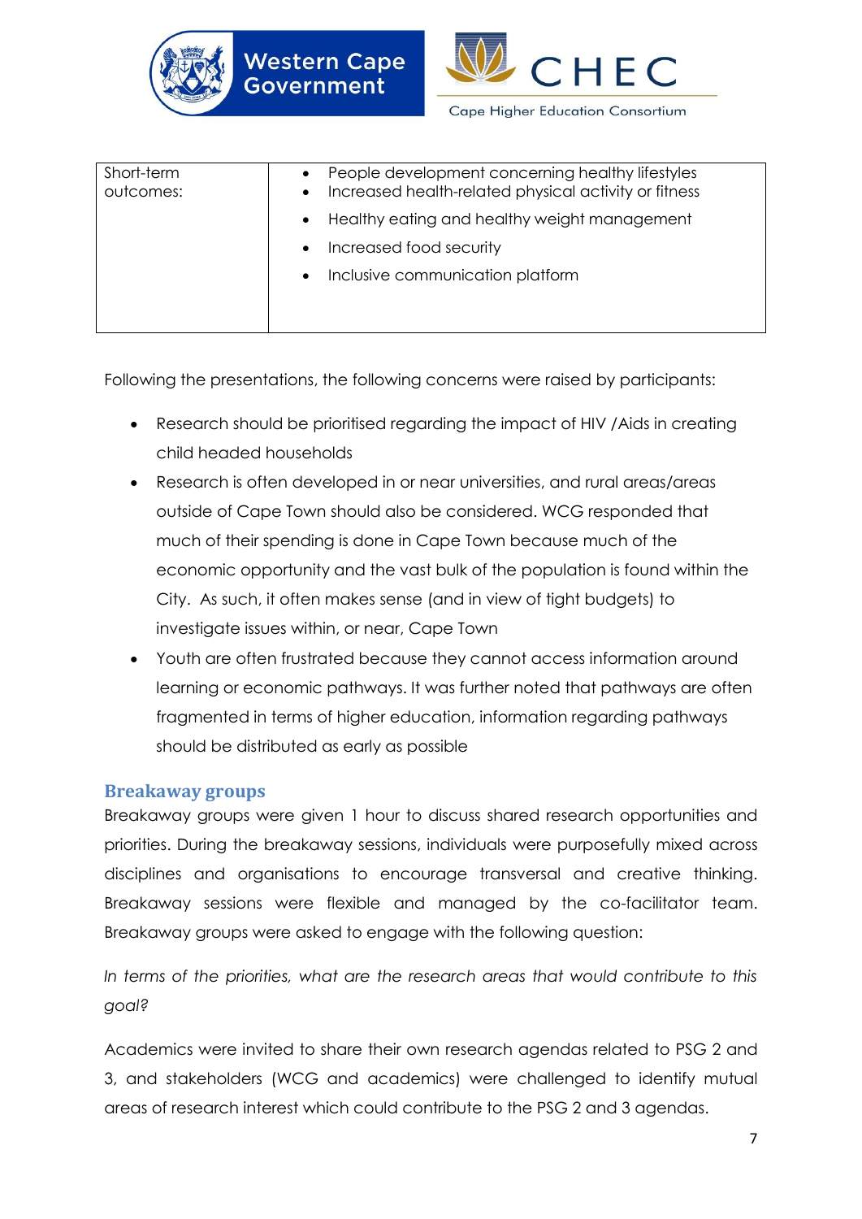| | |
|---|---|
| Short-term outcomes: | • People development concerning healthy lifestyles<br>• Increased health-related physical activity or fitness<br>• Healthy eating and healthy weight management<br>• Increased food security<br>• Inclusive communication platform |

Following the presentations, the following concerns were raised by participants:

- Research should be prioritised regarding the impact of HIV /Aids in creating child headed households
- Research is often developed in or near universities, and rural areas/areas outside of Cape Town should also be considered. WCG responded that much of their spending is done in Cape Town because much of the economic opportunity and the vast bulk of the population is found within the City. As such, it often makes sense (and in view of tight budgets) to investigate issues within, or near, Cape Town
- Youth are often frustrated because they cannot access information around learning or economic pathways. It was further noted that pathways are often fragmented in terms of higher education, information regarding pathways should be distributed as early as possible

## Breakaway groups

Breakaway groups were given 1 hour to discuss shared research opportunities and priorities. During the breakaway sessions, individuals were purposefully mixed across disciplines and organisations to encourage transversal and creative thinking. Breakaway sessions were flexible and managed by the co-facilitator team. Breakaway groups were asked to engage with the following question:

*In terms of the priorities, what are the research areas that would contribute to this goal?*

Academics were invited to share their own research agendas related to PSG 2 and 3, and stakeholders (WCG and academics) were challenged to identify mutual areas of research interest which could contribute to the PSG 2 and 3 agendas.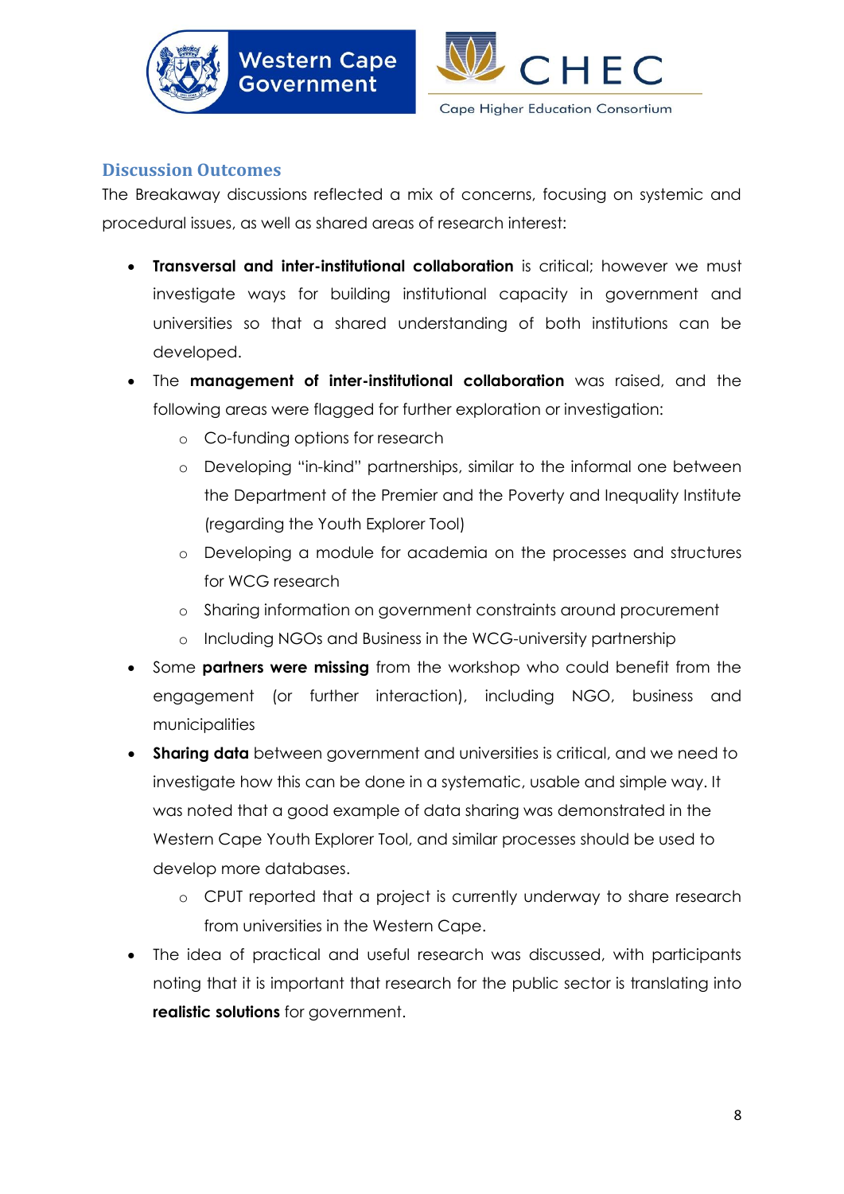## Discussion Outcomes

The Breakaway discussions reflected a mix of concerns, focusing on systemic and procedural issues, as well as shared areas of research interest:

- **Transversal and inter-institutional collaboration** is critical; however we must investigate ways for building institutional capacity in government and universities so that a shared understanding of both institutions can be developed.
- The **management of inter-institutional collaboration** was raised, and the following areas were flagged for further exploration or investigation:
    - Co-funding options for research
    - Developing "in-kind" partnerships, similar to the informal one between the Department of the Premier and the Poverty and Inequality Institute (regarding the Youth Explorer Tool)
    - Developing a module for academia on the processes and structures for WCG research
    - Sharing information on government constraints around procurement
    - Including NGOs and Business in the WCG-university partnership
- Some **partners were missing** from the workshop who could benefit from the engagement (or further interaction), including NGO, business and municipalities
- **Sharing data** between government and universities is critical, and we need to investigate how this can be done in a systematic, usable and simple way. It was noted that a good example of data sharing was demonstrated in the Western Cape Youth Explorer Tool, and similar processes should be used to develop more databases.
    - CPUT reported that a project is currently underway to share research from universities in the Western Cape.
- The idea of practical and useful research was discussed, with participants noting that it is important that research for the public sector is translating into **realistic solutions** for government.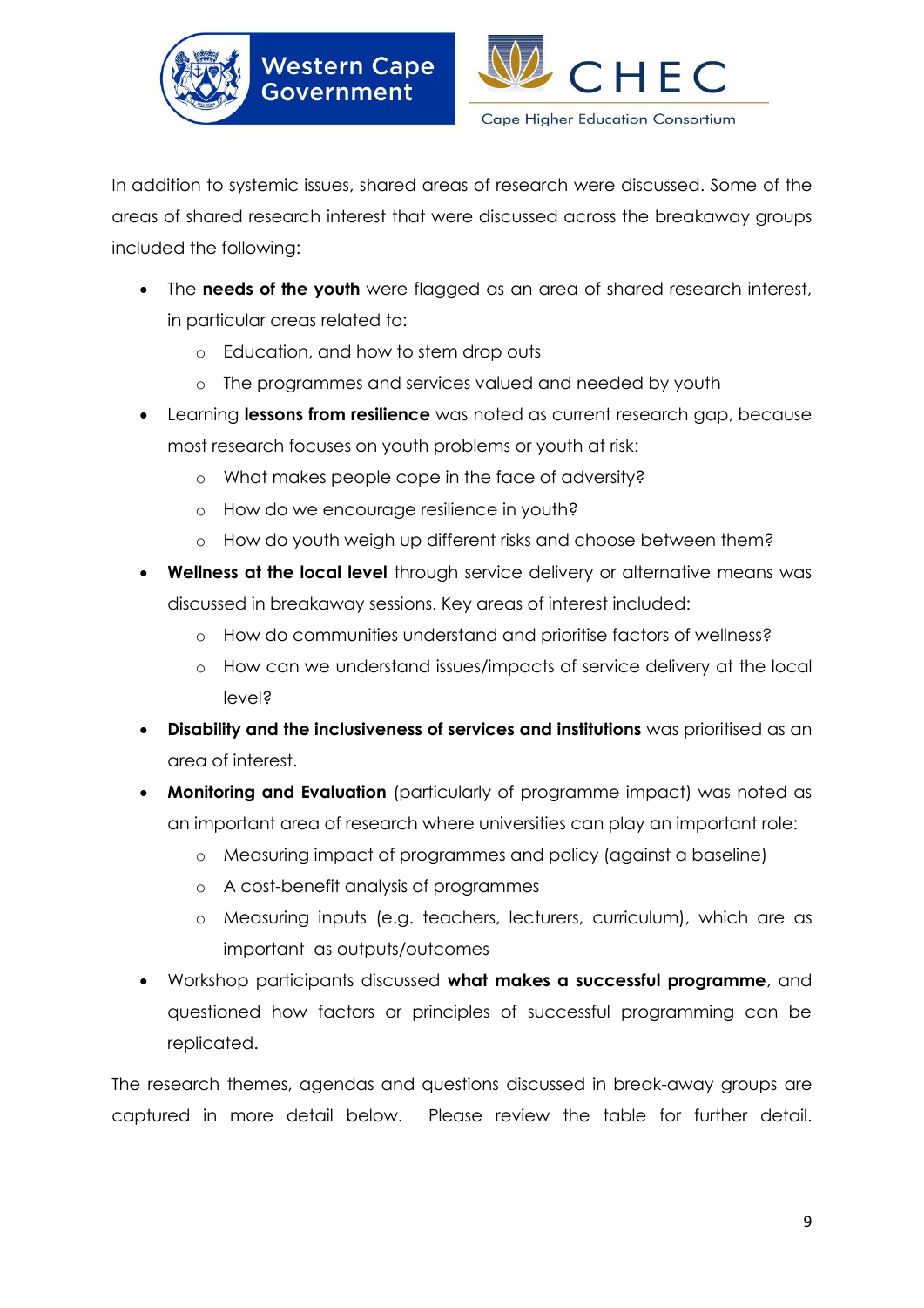In addition to systemic issues, shared areas of research were discussed. Some of the areas of shared research interest that were discussed across the breakaway groups included the following:

- The **needs of the youth** were flagged as an area of shared research interest, in particular areas related to:
  - Education, and how to stem drop outs
  - The programmes and services valued and needed by youth
- Learning **lessons from resilience** was noted as current research gap, because most research focuses on youth problems or youth at risk:
  - What makes people cope in the face of adversity?
  - How do we encourage resilience in youth?
  - How do youth weigh up different risks and choose between them?
- **Wellness at the local level** through service delivery or alternative means was discussed in breakaway sessions. Key areas of interest included:
  - How do communities understand and prioritise factors of wellness?
  - How can we understand issues/impacts of service delivery at the local level?
- **Disability and the inclusiveness of services and institutions** was prioritised as an area of interest.
- **Monitoring and Evaluation** (particularly of programme impact) was noted as an important area of research where universities can play an important role:
  - Measuring impact of programmes and policy (against a baseline)
  - A cost-benefit analysis of programmes
  - Measuring inputs (e.g. teachers, lecturers, curriculum), which are as important as outputs/outcomes
- Workshop participants discussed **what makes a successful programme**, and questioned how factors or principles of successful programming can be replicated.

The research themes, agendas and questions discussed in break-away groups are captured in more detail below. Please review the table for further detail.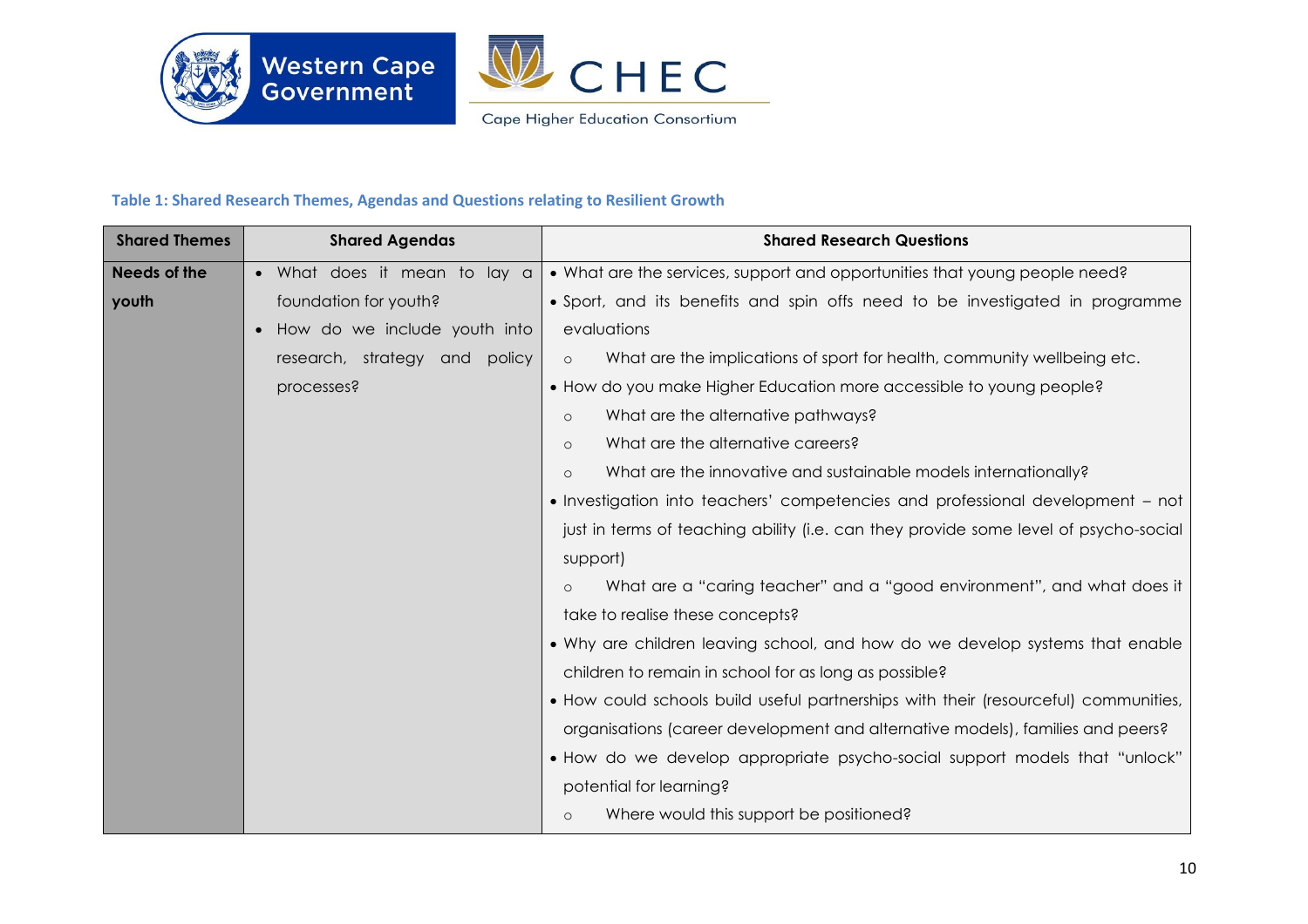**Table 1: Shared Research Themes, Agendas and Questions relating to Resilient Growth**

| Shared Themes | Shared Agendas | Shared Research Questions |
|---|---|---|
| **Needs of the youth** | • What does it mean to lay a foundation for youth?<br>• How do we include youth into research, strategy and policy processes? | • What are the services, support and opportunities that young people need?<br>• Sport, and its benefits and spin offs need to be investigated in programme evaluations<br>&nbsp;&nbsp;&nbsp;&nbsp;○ What are the implications of sport for health, community wellbeing etc.<br>• How do you make Higher Education more accessible to young people?<br>&nbsp;&nbsp;&nbsp;&nbsp;○ What are the alternative pathways?<br>&nbsp;&nbsp;&nbsp;&nbsp;○ What are the alternative careers?<br>&nbsp;&nbsp;&nbsp;&nbsp;○ What are the innovative and sustainable models internationally?<br>• Investigation into teachers' competencies and professional development – not just in terms of teaching ability (i.e. can they provide some level of psycho-social support)<br>&nbsp;&nbsp;&nbsp;&nbsp;○ What are a "caring teacher" and a "good environment", and what does it take to realise these concepts?<br>• Why are children leaving school, and how do we develop systems that enable children to remain in school for as long as possible?<br>• How could schools build useful partnerships with their (resourceful) communities, organisations (career development and alternative models), families and peers?<br>• How do we develop appropriate psycho-social support models that "unlock" potential for learning?<br>&nbsp;&nbsp;&nbsp;&nbsp;○ Where would this support be positioned? |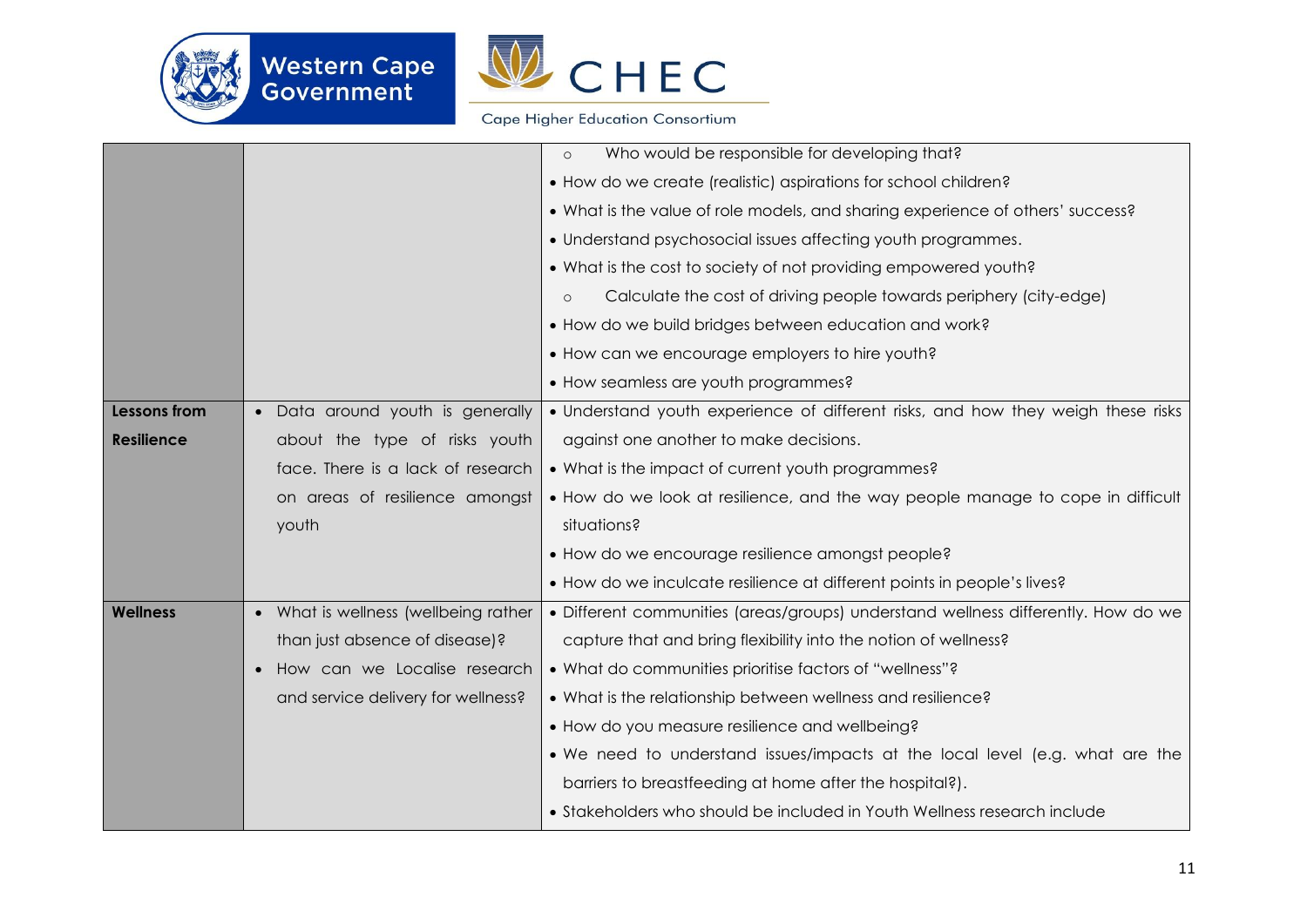| | | |
|---|---|---|
| | | ○ Who would be responsible for developing that?<br>• How do we create (realistic) aspirations for school children?<br>• What is the value of role models, and sharing experience of others' success?<br>• Understand psychosocial issues affecting youth programmes.<br>• What is the cost to society of not providing empowered youth?<br>○ Calculate the cost of driving people towards periphery (city-edge)<br>• How do we build bridges between education and work?<br>• How can we encourage employers to hire youth?<br>• How seamless are youth programmes? |
| **Lessons from Resilience** | • Data around youth is generally about the type of risks youth face. There is a lack of research on areas of resilience amongst youth | • Understand youth experience of different risks, and how they weigh these risks against one another to make decisions.<br>• What is the impact of current youth programmes?<br>• How do we look at resilience, and the way people manage to cope in difficult situations?<br>• How do we encourage resilience amongst people?<br>• How do we inculcate resilience at different points in people's lives? |
| **Wellness** | • What is wellness (wellbeing rather than just absence of disease)?<br>• How can we Localise research and service delivery for wellness? | • Different communities (areas/groups) understand wellness differently. How do we capture that and bring flexibility into the notion of wellness?<br>• What do communities prioritise factors of "wellness"?<br>• What is the relationship between wellness and resilience?<br>• How do you measure resilience and wellbeing?<br>• We need to understand issues/impacts at the local level (e.g. what are the barriers to breastfeeding at home after the hospital?).<br>• Stakeholders who should be included in Youth Wellness research include |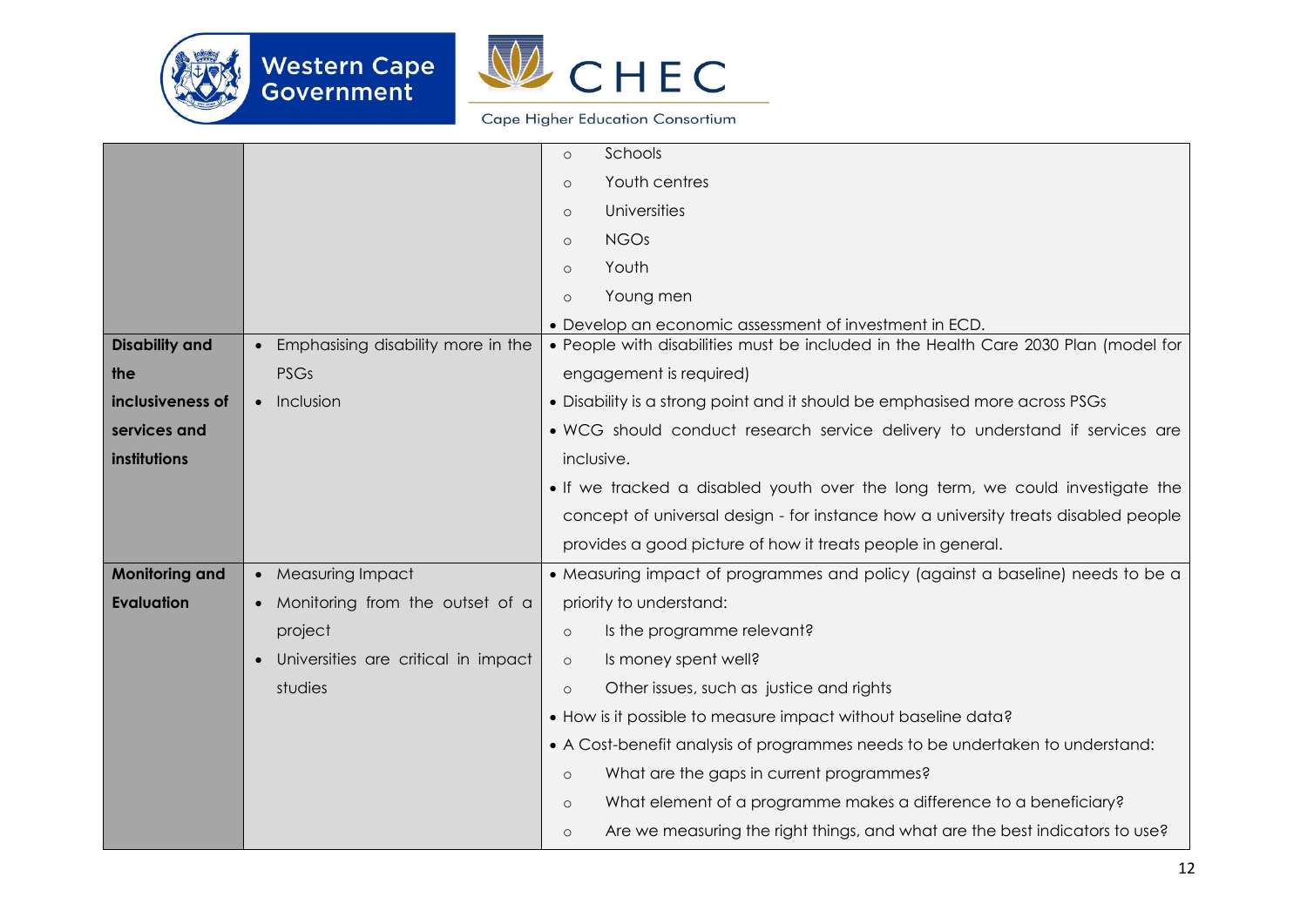| | | |
|---|---|---|
| | | ○ Schools<br>○ Youth centres<br>○ Universities<br>○ NGOs<br>○ Youth<br>○ Young men<br>• Develop an economic assessment of investment in ECD. |
| **Disability and the inclusiveness of services and institutions** | • Emphasising disability more in the PSGs<br>• Inclusion | • People with disabilities must be included in the Health Care 2030 Plan (model for engagement is required)<br>• Disability is a strong point and it should be emphasised more across PSGs<br>• WCG should conduct research service delivery to understand if services are inclusive.<br>• If we tracked a disabled youth over the long term, we could investigate the concept of universal design - for instance how a university treats disabled people provides a good picture of how it treats people in general. |
| **Monitoring and Evaluation** | • Measuring Impact<br>• Monitoring from the outset of a project<br>• Universities are critical in impact studies | • Measuring impact of programmes and policy (against a baseline) needs to be a priority to understand:<br>○ Is the programme relevant?<br>○ Is money spent well?<br>○ Other issues, such as justice and rights<br>• How is it possible to measure impact without baseline data?<br>• A Cost-benefit analysis of programmes needs to be undertaken to understand:<br>○ What are the gaps in current programmes?<br>○ What element of a programme makes a difference to a beneficiary?<br>○ Are we measuring the right things, and what are the best indicators to use? |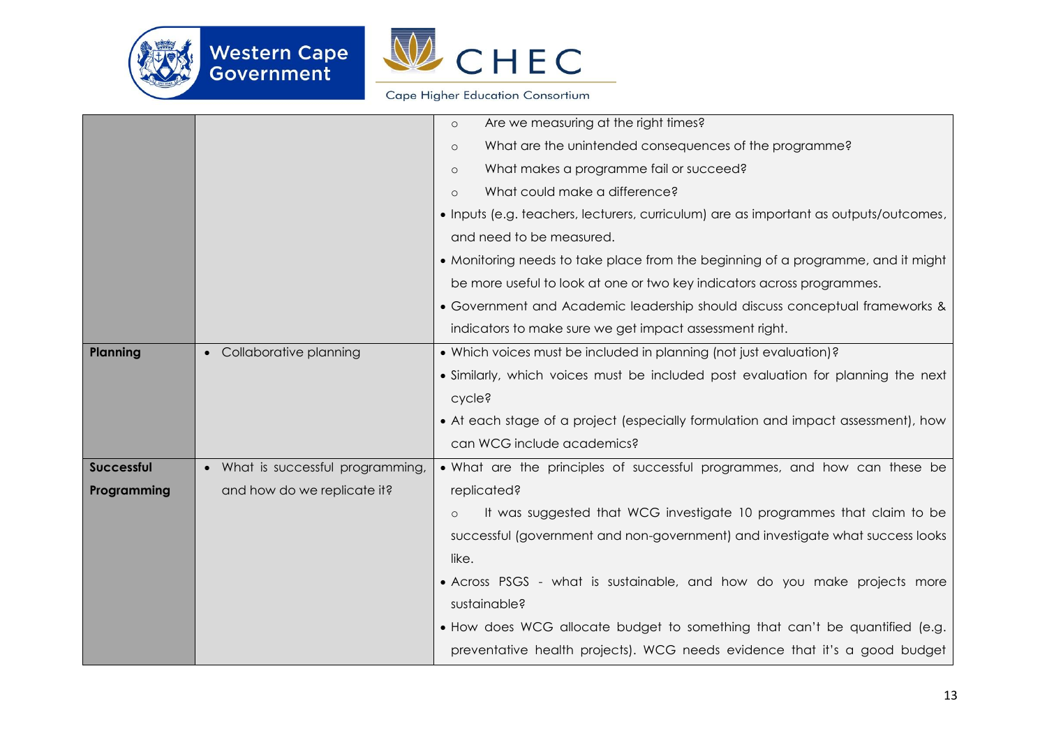| | | |
|---|---|---|
| | | ○ Are we measuring at the right times?<br>○ What are the unintended consequences of the programme?<br>○ What makes a programme fail or succeed?<br>○ What could make a difference?<br>• Inputs (e.g. teachers, lecturers, curriculum) are as important as outputs/outcomes, and need to be measured.<br>• Monitoring needs to take place from the beginning of a programme, and it might be more useful to look at one or two key indicators across programmes.<br>• Government and Academic leadership should discuss conceptual frameworks & indicators to make sure we get impact assessment right. |
| **Planning** | • Collaborative planning | • Which voices must be included in planning (not just evaluation)?<br>• Similarly, which voices must be included post evaluation for planning the next cycle?<br>• At each stage of a project (especially formulation and impact assessment), how can WCG include academics? |
| **Successful Programming** | • What is successful programming, and how do we replicate it? | • What are the principles of successful programmes, and how can these be replicated?<br>○ It was suggested that WCG investigate 10 programmes that claim to be successful (government and non-government) and investigate what success looks like.<br>• Across PSGS - what is sustainable, and how do you make projects more sustainable?<br>• How does WCG allocate budget to something that can't be quantified (e.g. preventative health projects). WCG needs evidence that it's a good budget |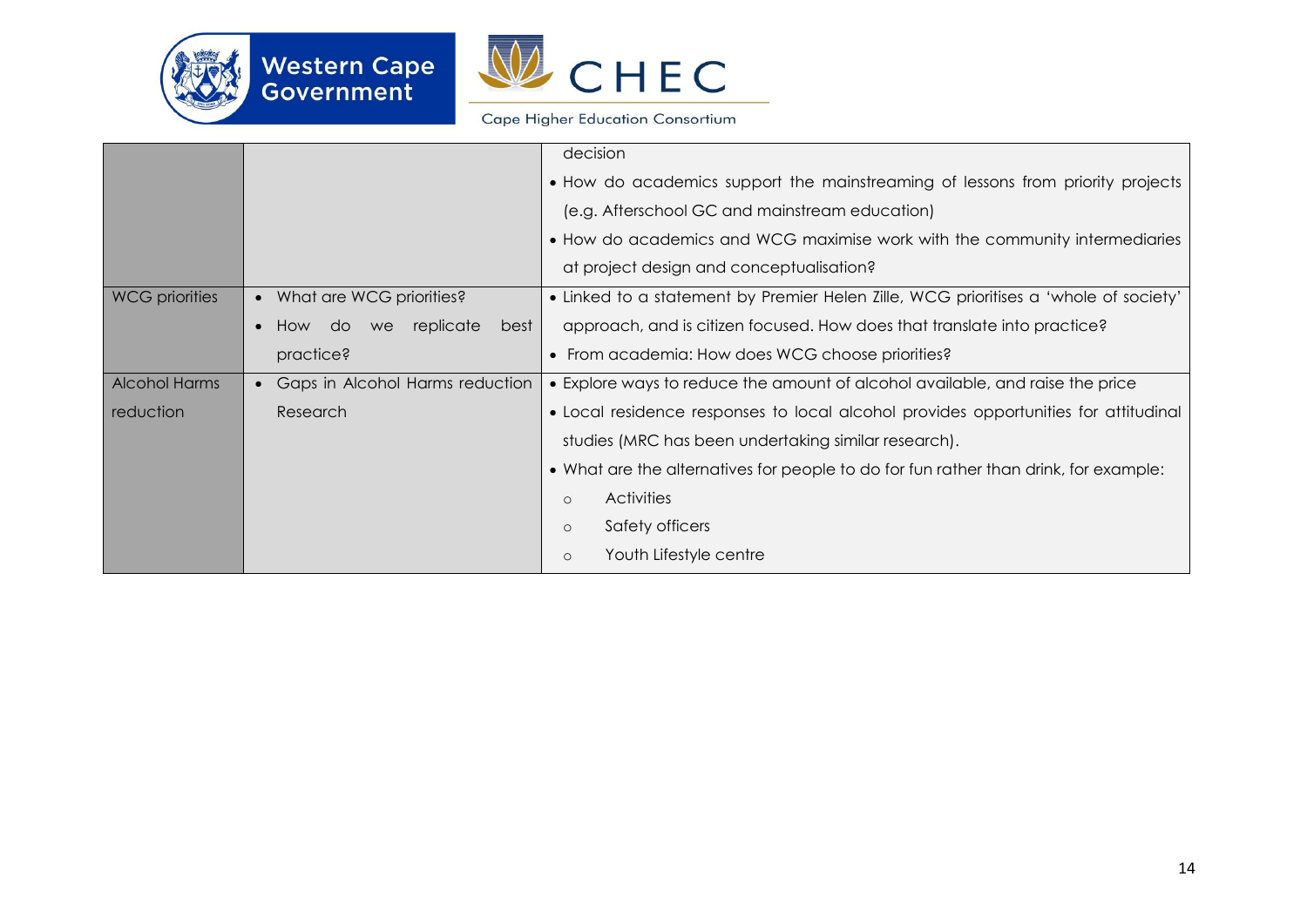| | | |
|---|---|---|
| | | decision<br>• How do academics support the mainstreaming of lessons from priority projects (e.g. Afterschool GC and mainstream education)<br>• How do academics and WCG maximise work with the community intermediaries at project design and conceptualisation? |
| WCG priorities | • What are WCG priorities?<br>• How do we replicate best practice? | • Linked to a statement by Premier Helen Zille, WCG prioritises a 'whole of society' approach, and is citizen focused. How does that translate into practice?<br>• From academia: How does WCG choose priorities? |
| Alcohol Harms reduction | • Gaps in Alcohol Harms reduction Research | • Explore ways to reduce the amount of alcohol available, and raise the price<br>• Local residence responses to local alcohol provides opportunities for attitudinal studies (MRC has been undertaking similar research).<br>• What are the alternatives for people to do for fun rather than drink, for example:<br>◦ Activities<br>◦ Safety officers<br>◦ Youth Lifestyle centre |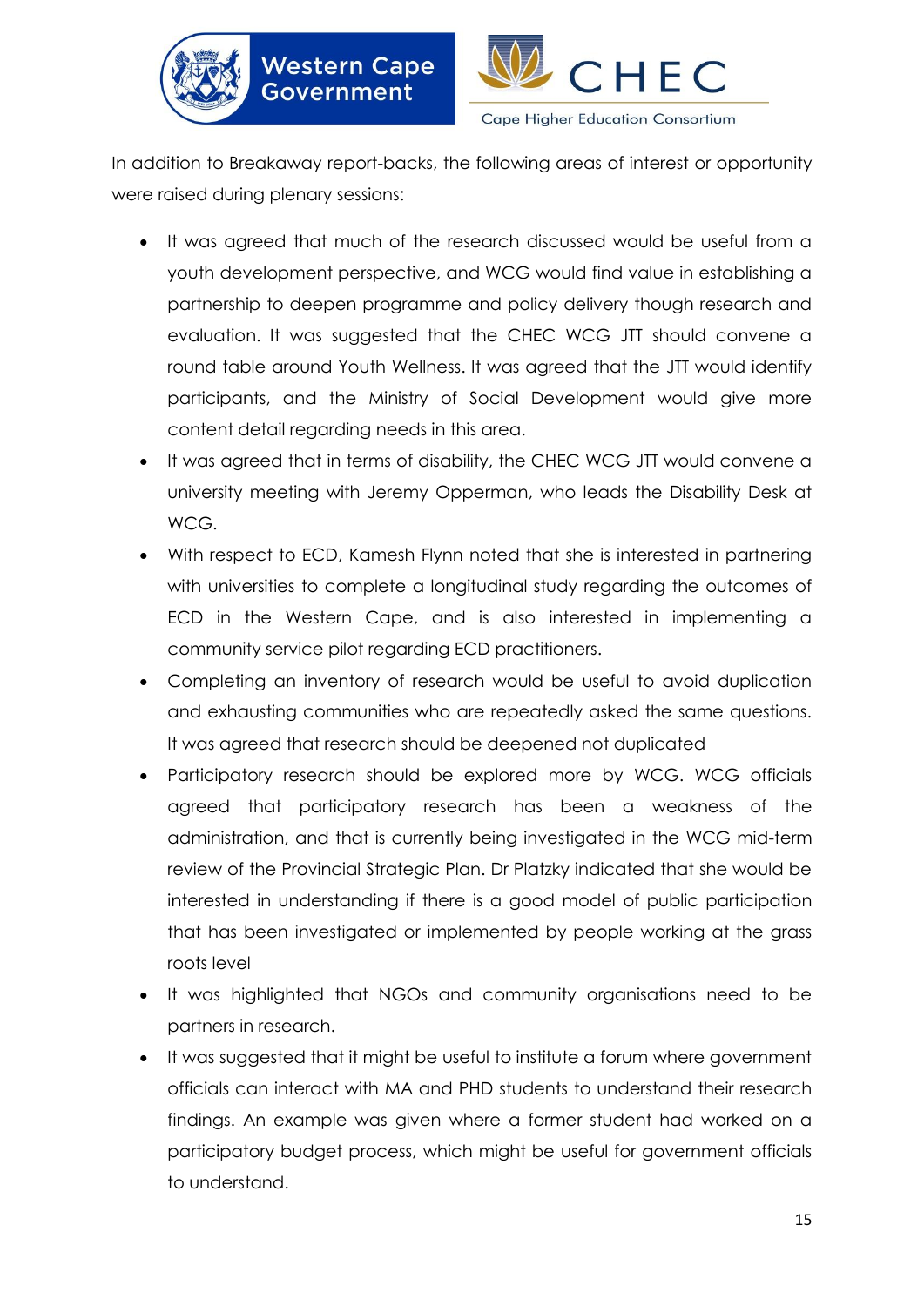In addition to Breakaway report-backs, the following areas of interest or opportunity were raised during plenary sessions:

- It was agreed that much of the research discussed would be useful from a youth development perspective, and WCG would find value in establishing a partnership to deepen programme and policy delivery though research and evaluation. It was suggested that the CHEC WCG JTT should convene a round table around Youth Wellness. It was agreed that the JTT would identify participants, and the Ministry of Social Development would give more content detail regarding needs in this area.
- It was agreed that in terms of disability, the CHEC WCG JTT would convene a university meeting with Jeremy Opperman, who leads the Disability Desk at WCG.
- With respect to ECD, Kamesh Flynn noted that she is interested in partnering with universities to complete a longitudinal study regarding the outcomes of ECD in the Western Cape, and is also interested in implementing a community service pilot regarding ECD practitioners.
- Completing an inventory of research would be useful to avoid duplication and exhausting communities who are repeatedly asked the same questions. It was agreed that research should be deepened not duplicated
- Participatory research should be explored more by WCG. WCG officials agreed that participatory research has been a weakness of the administration, and that is currently being investigated in the WCG mid-term review of the Provincial Strategic Plan. Dr Platzky indicated that she would be interested in understanding if there is a good model of public participation that has been investigated or implemented by people working at the grass roots level
- It was highlighted that NGOs and community organisations need to be partners in research.
- It was suggested that it might be useful to institute a forum where government officials can interact with MA and PHD students to understand their research findings. An example was given where a former student had worked on a participatory budget process, which might be useful for government officials to understand.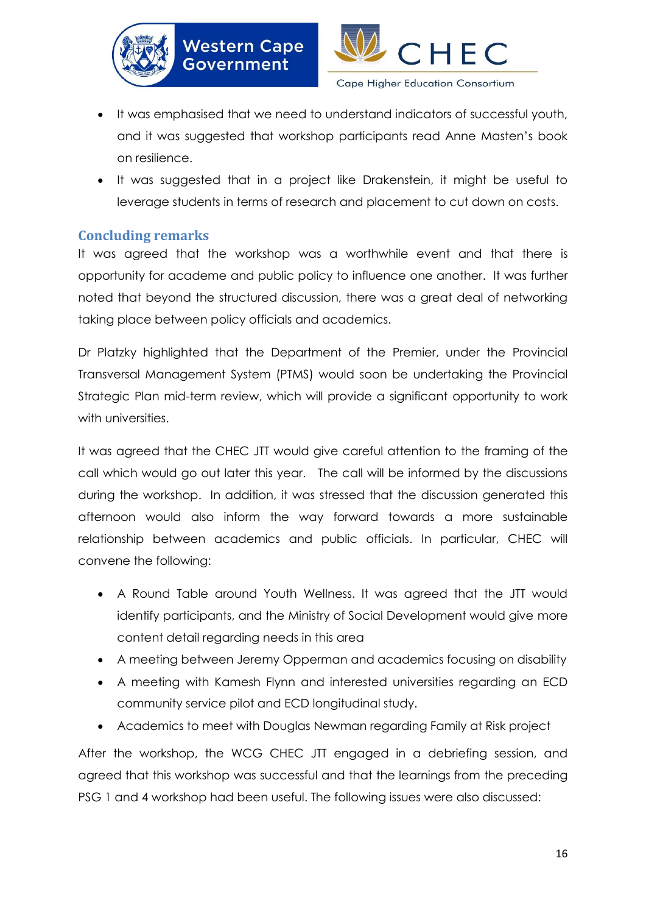- It was emphasised that we need to understand indicators of successful youth, and it was suggested that workshop participants read Anne Masten's book on resilience.
- It was suggested that in a project like Drakenstein, it might be useful to leverage students in terms of research and placement to cut down on costs.

## Concluding remarks

It was agreed that the workshop was a worthwhile event and that there is opportunity for academe and public policy to influence one another. It was further noted that beyond the structured discussion, there was a great deal of networking taking place between policy officials and academics.

Dr Platzky highlighted that the Department of the Premier, under the Provincial Transversal Management System (PTMS) would soon be undertaking the Provincial Strategic Plan mid-term review, which will provide a significant opportunity to work with universities.

It was agreed that the CHEC JTT would give careful attention to the framing of the call which would go out later this year. The call will be informed by the discussions during the workshop. In addition, it was stressed that the discussion generated this afternoon would also inform the way forward towards a more sustainable relationship between academics and public officials. In particular, CHEC will convene the following:

- A Round Table around Youth Wellness. It was agreed that the JTT would identify participants, and the Ministry of Social Development would give more content detail regarding needs in this area
- A meeting between Jeremy Opperman and academics focusing on disability
- A meeting with Kamesh Flynn and interested universities regarding an ECD community service pilot and ECD longitudinal study.
- Academics to meet with Douglas Newman regarding Family at Risk project

After the workshop, the WCG CHEC JTT engaged in a debriefing session, and agreed that this workshop was successful and that the learnings from the preceding PSG 1 and 4 workshop had been useful. The following issues were also discussed: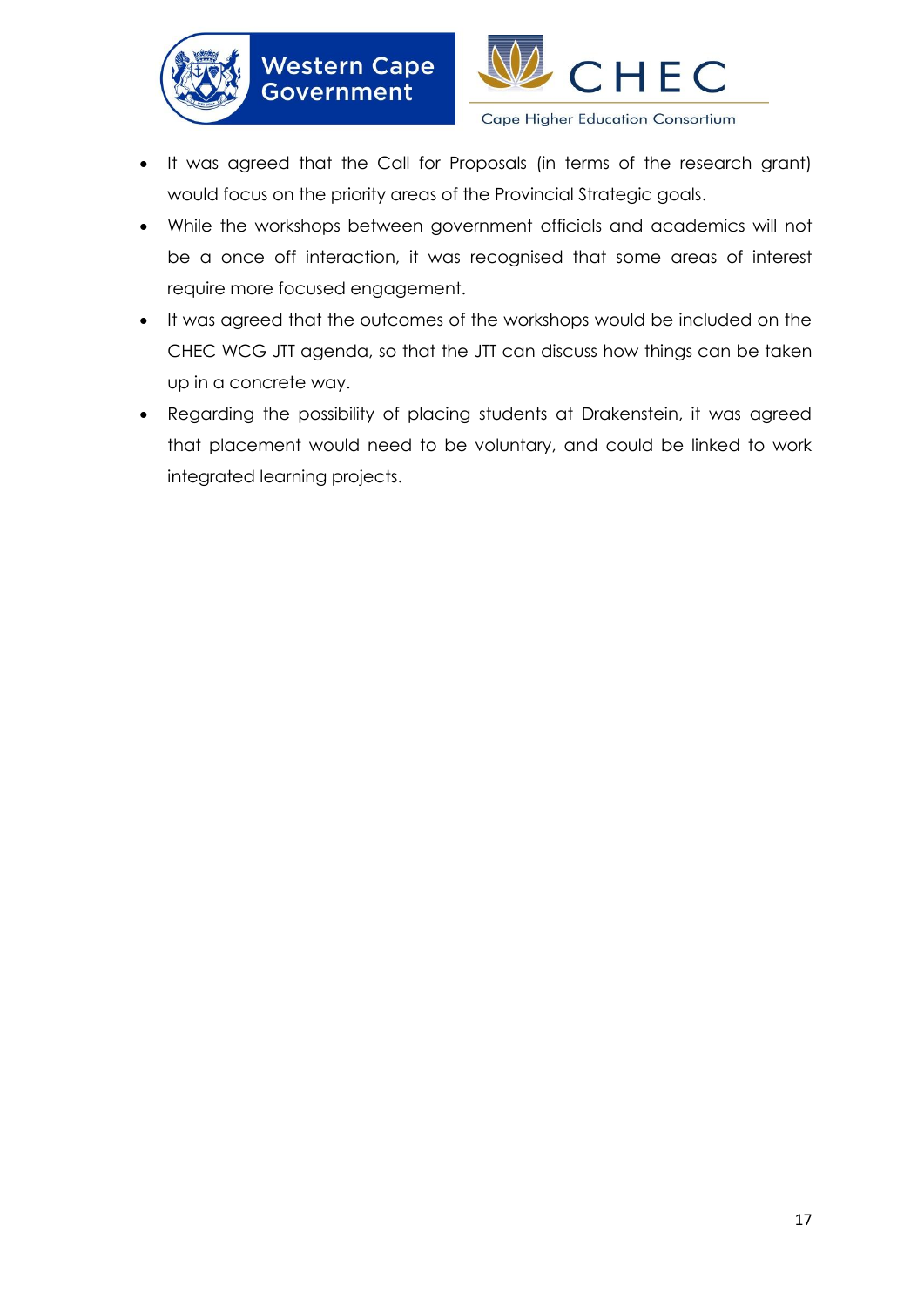- It was agreed that the Call for Proposals (in terms of the research grant) would focus on the priority areas of the Provincial Strategic goals.
- While the workshops between government officials and academics will not be a once off interaction, it was recognised that some areas of interest require more focused engagement.
- It was agreed that the outcomes of the workshops would be included on the CHEC WCG JTT agenda, so that the JTT can discuss how things can be taken up in a concrete way.
- Regarding the possibility of placing students at Drakenstein, it was agreed that placement would need to be voluntary, and could be linked to work integrated learning projects.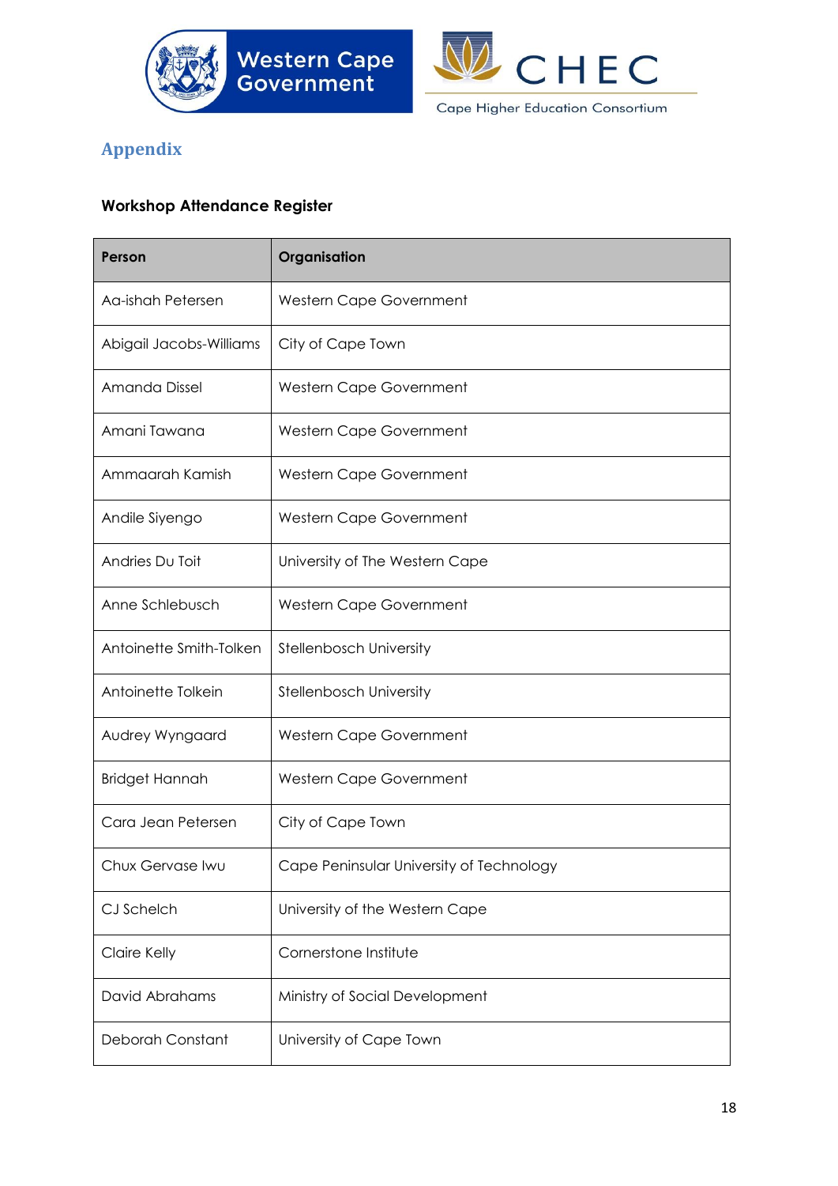## Appendix

**Workshop Attendance Register**

| Person | Organisation |
|---|---|
| Aa-ishah Petersen | Western Cape Government |
| Abigail Jacobs-Williams | City of Cape Town |
| Amanda Dissel | Western Cape Government |
| Amani Tawana | Western Cape Government |
| Ammaarah Kamish | Western Cape Government |
| Andile Siyengo | Western Cape Government |
| Andries Du Toit | University of The Western Cape |
| Anne Schlebusch | Western Cape Government |
| Antoinette Smith-Tolken | Stellenbosch University |
| Antoinette Tolkein | Stellenbosch University |
| Audrey Wyngaard | Western Cape Government |
| Bridget Hannah | Western Cape Government |
| Cara Jean Petersen | City of Cape Town |
| Chux Gervase Iwu | Cape Peninsular University of Technology |
| CJ Schelch | University of the Western Cape |
| Claire Kelly | Cornerstone Institute |
| David Abrahams | Ministry of Social Development |
| Deborah Constant | University of Cape Town |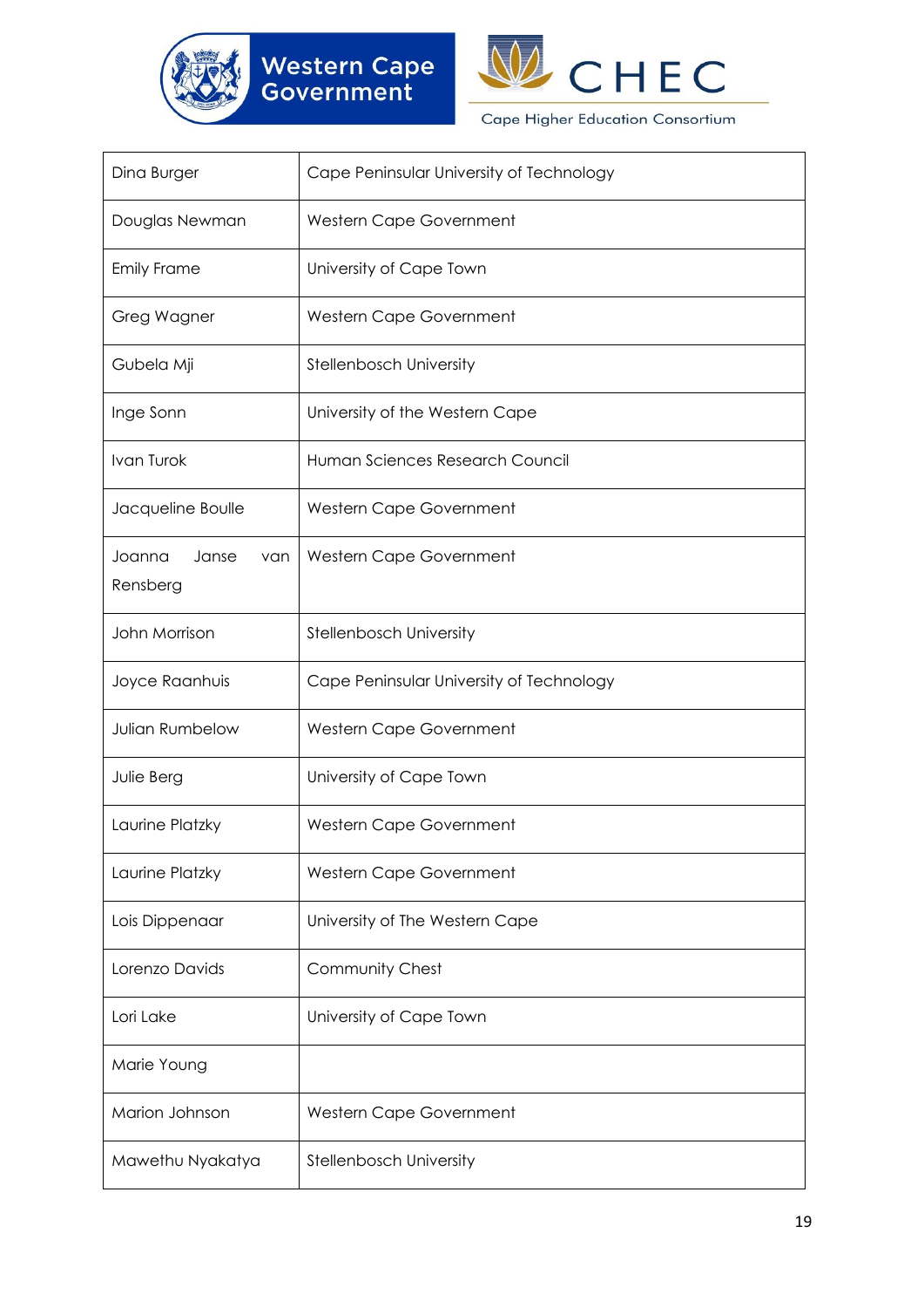| | |
|---|---|
| Dina Burger | Cape Peninsular University of Technology |
| Douglas Newman | Western Cape Government |
| Emily Frame | University of Cape Town |
| Greg Wagner | Western Cape Government |
| Gubela Mji | Stellenbosch University |
| Inge Sonn | University of the Western Cape |
| Ivan Turok | Human Sciences Research Council |
| Jacqueline Boulle | Western Cape Government |
| Joanna Janse van Rensberg | Western Cape Government |
| John Morrison | Stellenbosch University |
| Joyce Raanhuis | Cape Peninsular University of Technology |
| Julian Rumbelow | Western Cape Government |
| Julie Berg | University of Cape Town |
| Laurine Platzky | Western Cape Government |
| Laurine Platzky | Western Cape Government |
| Lois Dippenaar | University of The Western Cape |
| Lorenzo Davids | Community Chest |
| Lori Lake | University of Cape Town |
| Marie Young | |
| Marion Johnson | Western Cape Government |
| Mawethu Nyakatya | Stellenbosch University |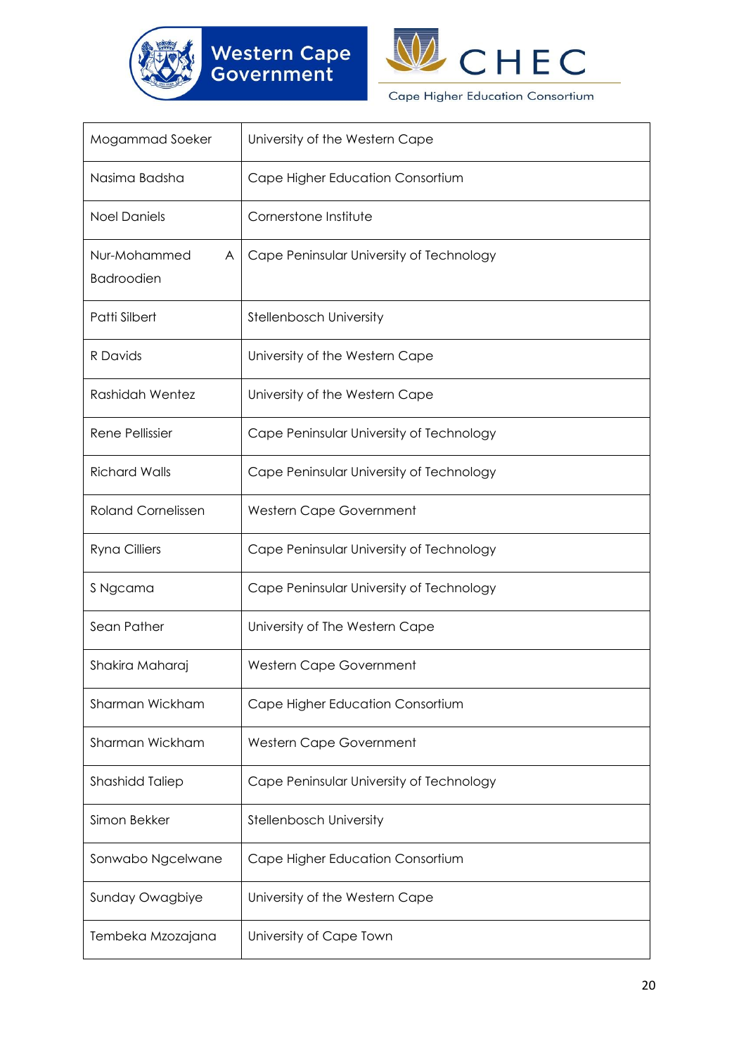| | |
|---|---|
| Mogammad Soeker | University of the Western Cape |
| Nasima Badsha | Cape Higher Education Consortium |
| Noel Daniels | Cornerstone Institute |
| Nur-Mohammed A Badroodien | Cape Peninsular University of Technology |
| Patti Silbert | Stellenbosch University |
| R Davids | University of the Western Cape |
| Rashidah Wentez | University of the Western Cape |
| Rene Pellissier | Cape Peninsular University of Technology |
| Richard Walls | Cape Peninsular University of Technology |
| Roland Cornelissen | Western Cape Government |
| Ryna Cilliers | Cape Peninsular University of Technology |
| S Ngcama | Cape Peninsular University of Technology |
| Sean Pather | University of The Western Cape |
| Shakira Maharaj | Western Cape Government |
| Sharman Wickham | Cape Higher Education Consortium |
| Sharman Wickham | Western Cape Government |
| Shashidd Taliep | Cape Peninsular University of Technology |
| Simon Bekker | Stellenbosch University |
| Sonwabo Ngcelwane | Cape Higher Education Consortium |
| Sunday Owagbiye | University of the Western Cape |
| Tembeka Mzozajana | University of Cape Town |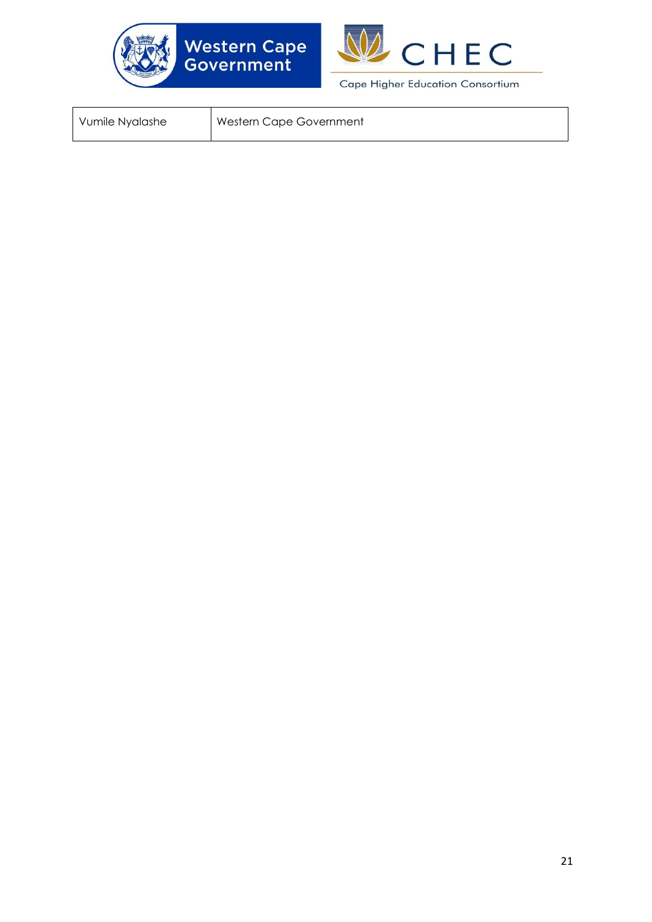| | |
|---|---|
| Vumile Nyalashe | Western Cape Government |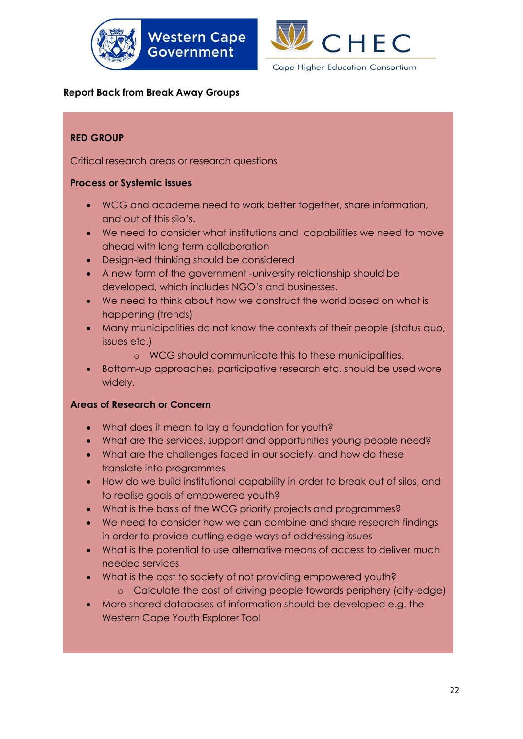**Report Back from Break Away Groups**

**RED GROUP**

Critical research areas or research questions

**Process or Systemic issues**

- WCG and academe need to work better together, share information, and out of this silo's.
- We need to consider what institutions and capabilities we need to move ahead with long term collaboration
- Design-led thinking should be considered
- A new form of the government -university relationship should be developed, which includes NGO's and businesses.
- We need to think about how we construct the world based on what is happening (trends)
- Many municipalities do not know the contexts of their people (status quo, issues etc.)
  - WCG should communicate this to these municipalities.
- Bottom-up approaches, participative research etc. should be used wore widely.

**Areas of Research or Concern**

- What does it mean to lay a foundation for youth?
- What are the services, support and opportunities young people need?
- What are the challenges faced in our society, and how do these translate into programmes
- How do we build institutional capability in order to break out of silos, and to realise goals of empowered youth?
- What is the basis of the WCG priority projects and programmes?
- We need to consider how we can combine and share research findings in order to provide cutting edge ways of addressing issues
- What is the potential to use alternative means of access to deliver much needed services
- What is the cost to society of not providing empowered youth?
  - Calculate the cost of driving people towards periphery (city-edge)
- More shared databases of information should be developed e.g. the Western Cape Youth Explorer Tool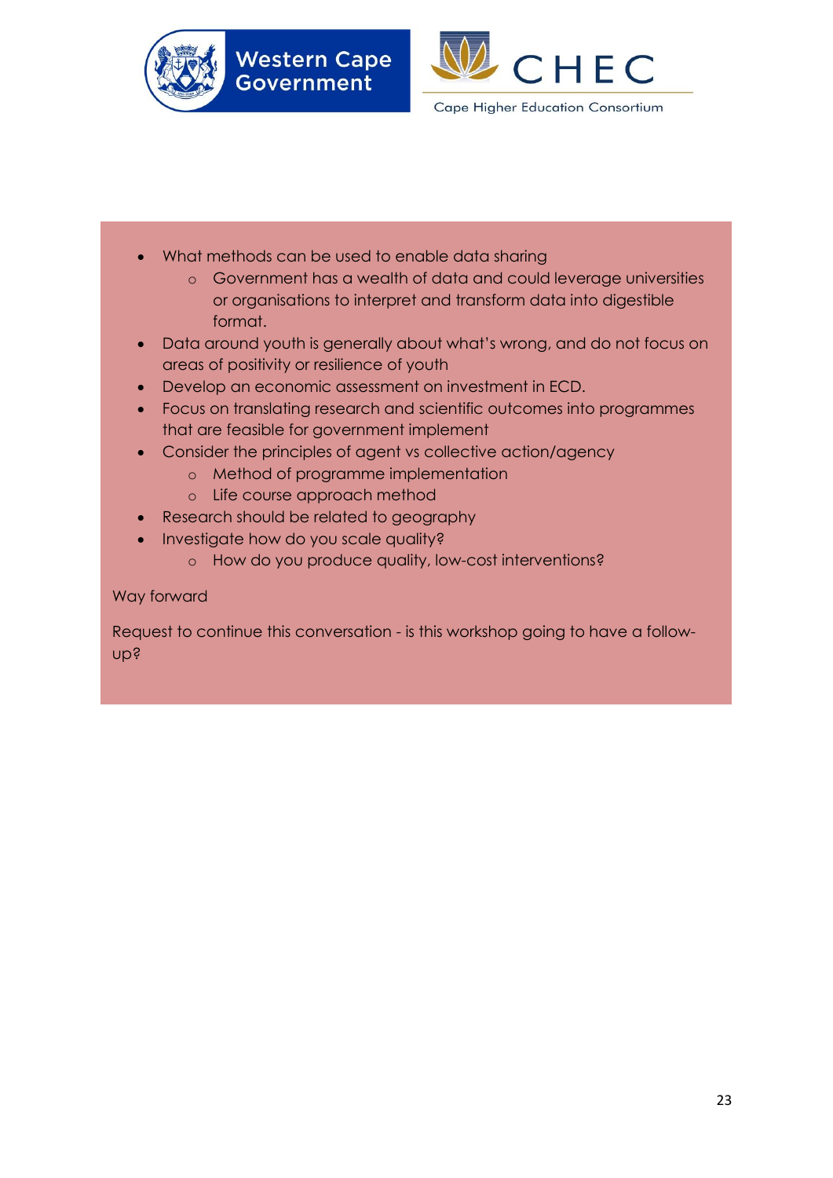- What methods can be used to enable data sharing
  - Government has a wealth of data and could leverage universities or organisations to interpret and transform data into digestible format.
- Data around youth is generally about what's wrong, and do not focus on areas of positivity or resilience of youth
- Develop an economic assessment on investment in ECD.
- Focus on translating research and scientific outcomes into programmes that are feasible for government implement
- Consider the principles of agent vs collective action/agency
  - Method of programme implementation
  - Life course approach method
- Research should be related to geography
- Investigate how do you scale quality?
  - How do you produce quality, low-cost interventions?

Way forward

Request to continue this conversation - is this workshop going to have a follow-up?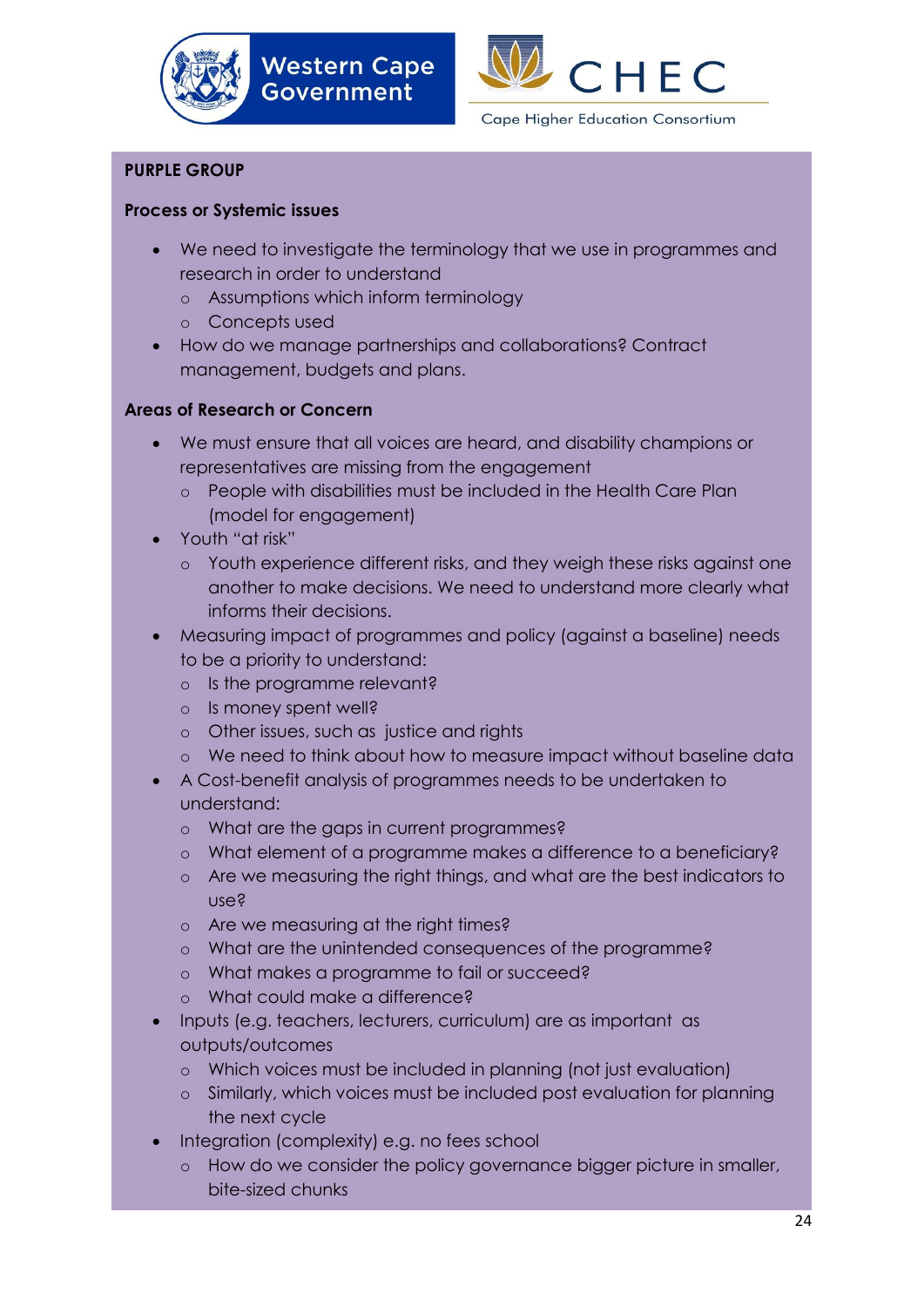**PURPLE GROUP**

**Process or Systemic issues**

- We need to investigate the terminology that we use in programmes and research in order to understand
  - Assumptions which inform terminology
  - Concepts used
- How do we manage partnerships and collaborations? Contract management, budgets and plans.

**Areas of Research or Concern**

- We must ensure that all voices are heard, and disability champions or representatives are missing from the engagement
  - People with disabilities must be included in the Health Care Plan (model for engagement)
- Youth "at risk"
  - Youth experience different risks, and they weigh these risks against one another to make decisions. We need to understand more clearly what informs their decisions.
- Measuring impact of programmes and policy (against a baseline) needs to be a priority to understand:
  - Is the programme relevant?
  - Is money spent well?
  - Other issues, such as justice and rights
  - We need to think about how to measure impact without baseline data
- A Cost-benefit analysis of programmes needs to be undertaken to understand:
  - What are the gaps in current programmes?
  - What element of a programme makes a difference to a beneficiary?
  - Are we measuring the right things, and what are the best indicators to use?
  - Are we measuring at the right times?
  - What are the unintended consequences of the programme?
  - What makes a programme to fail or succeed?
  - What could make a difference?
- Inputs (e.g. teachers, lecturers, curriculum) are as important as outputs/outcomes
  - Which voices must be included in planning (not just evaluation)
  - Similarly, which voices must be included post evaluation for planning the next cycle
- Integration (complexity) e.g. no fees school
  - How do we consider the policy governance bigger picture in smaller, bite-sized chunks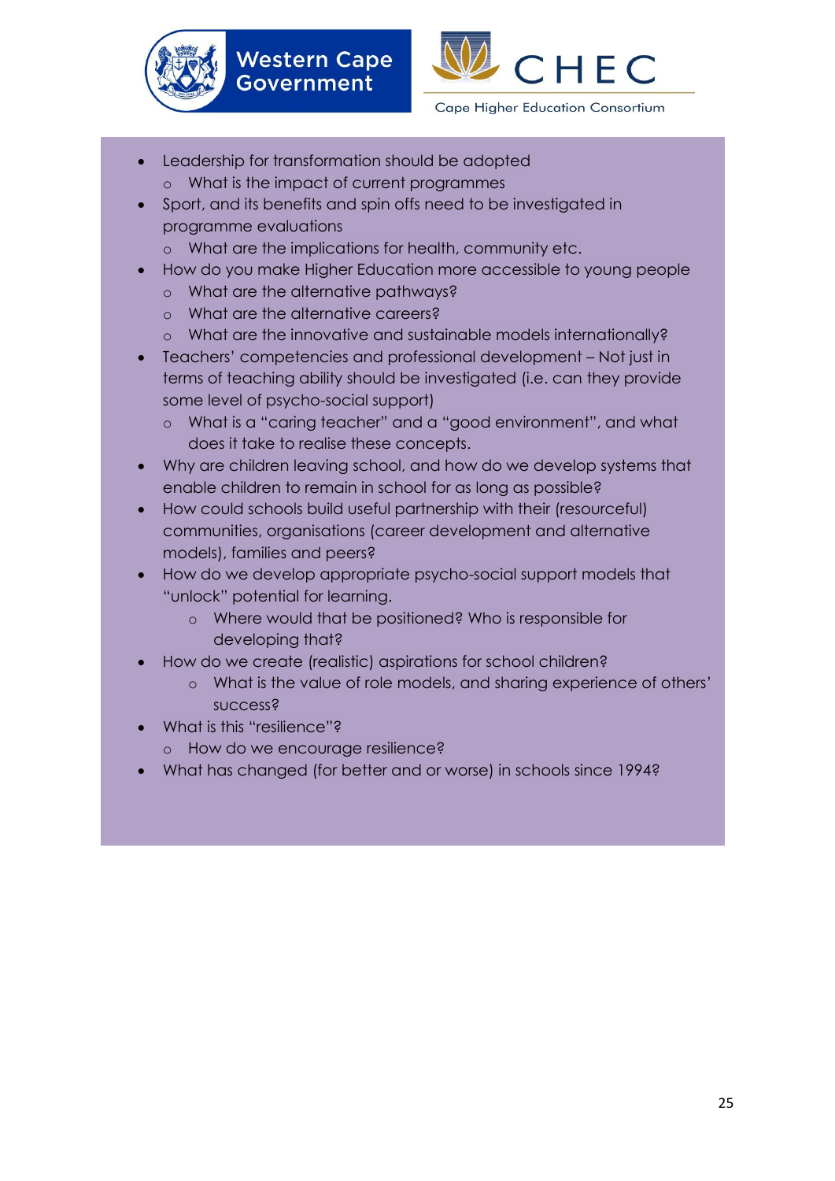- Leadership for transformation should be adopted
  - What is the impact of current programmes
- Sport, and its benefits and spin offs need to be investigated in programme evaluations
  - What are the implications for health, community etc.
- How do you make Higher Education more accessible to young people
  - What are the alternative pathways?
  - What are the alternative careers?
  - What are the innovative and sustainable models internationally?
- Teachers' competencies and professional development – Not just in terms of teaching ability should be investigated (i.e. can they provide some level of psycho-social support)
  - What is a "caring teacher" and a "good environment", and what does it take to realise these concepts.
- Why are children leaving school, and how do we develop systems that enable children to remain in school for as long as possible?
- How could schools build useful partnership with their (resourceful) communities, organisations (career development and alternative models), families and peers?
- How do we develop appropriate psycho-social support models that "unlock" potential for learning.
  - Where would that be positioned? Who is responsible for developing that?
- How do we create (realistic) aspirations for school children?
  - What is the value of role models, and sharing experience of others' success?
- What is this "resilience"?
  - How do we encourage resilience?
- What has changed (for better and or worse) in schools since 1994?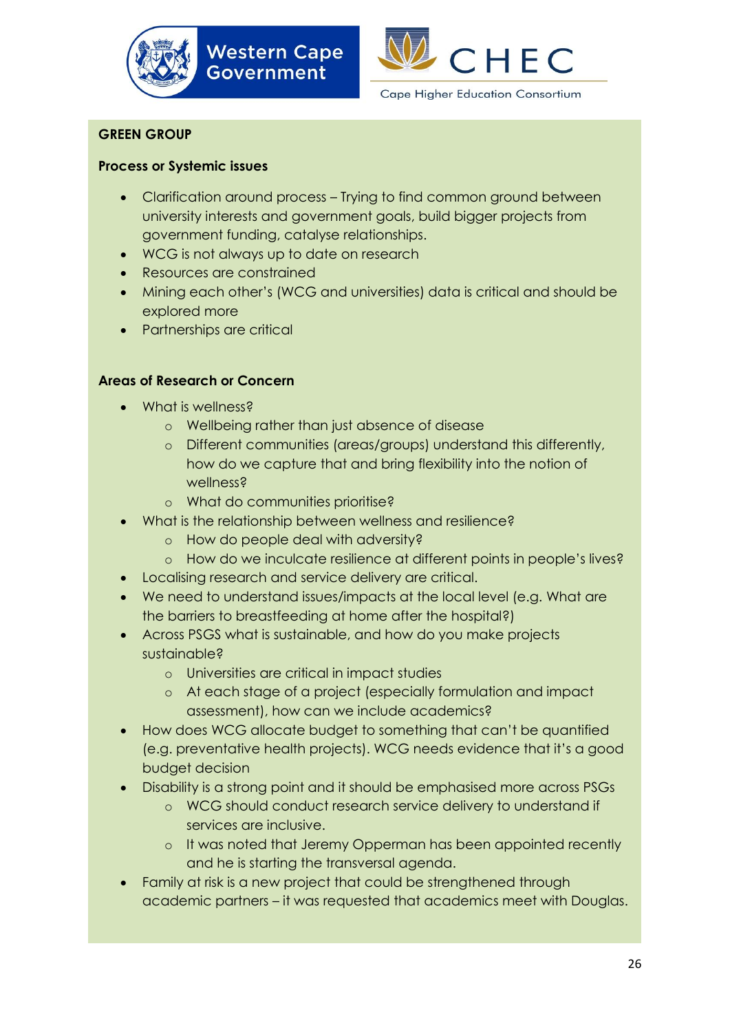**GREEN GROUP**

**Process or Systemic issues**

- Clarification around process – Trying to find common ground between university interests and government goals, build bigger projects from government funding, catalyse relationships.
- WCG is not always up to date on research
- Resources are constrained
- Mining each other's (WCG and universities) data is critical and should be explored more
- Partnerships are critical

**Areas of Research or Concern**

- What is wellness?
  - Wellbeing rather than just absence of disease
  - Different communities (areas/groups) understand this differently, how do we capture that and bring flexibility into the notion of wellness?
  - What do communities prioritise?
- What is the relationship between wellness and resilience?
  - How do people deal with adversity?
  - How do we inculcate resilience at different points in people's lives?
- Localising research and service delivery are critical.
- We need to understand issues/impacts at the local level (e.g. What are the barriers to breastfeeding at home after the hospital?)
- Across PSGS what is sustainable, and how do you make projects sustainable?
  - Universities are critical in impact studies
  - At each stage of a project (especially formulation and impact assessment), how can we include academics?
- How does WCG allocate budget to something that can't be quantified (e.g. preventative health projects). WCG needs evidence that it's a good budget decision
- Disability is a strong point and it should be emphasised more across PSGs
  - WCG should conduct research service delivery to understand if services are inclusive.
  - It was noted that Jeremy Opperman has been appointed recently and he is starting the transversal agenda.
- Family at risk is a new project that could be strengthened through academic partners – it was requested that academics meet with Douglas.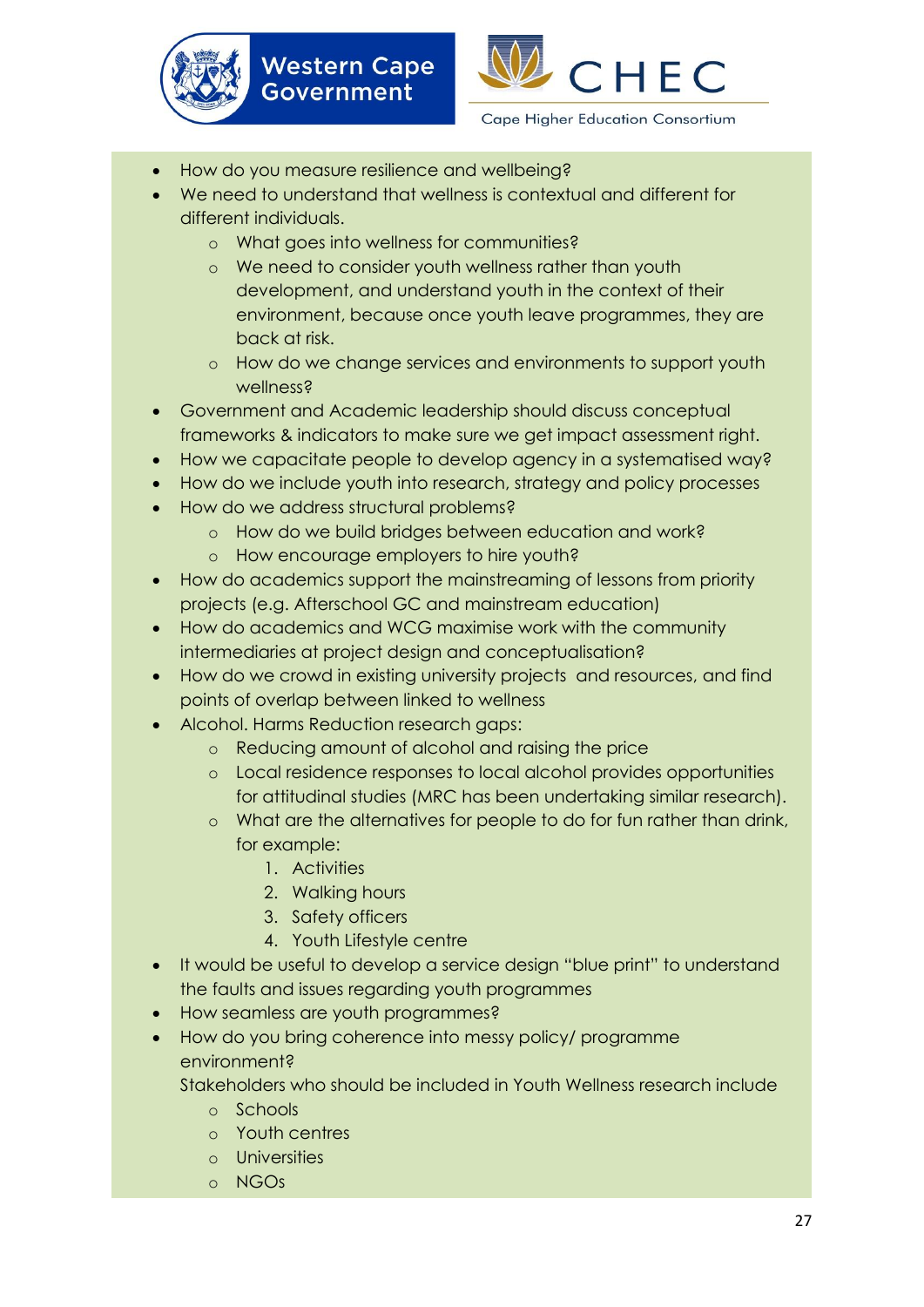- How do you measure resilience and wellbeing?
- We need to understand that wellness is contextual and different for different individuals.
  - What goes into wellness for communities?
  - We need to consider youth wellness rather than youth development, and understand youth in the context of their environment, because once youth leave programmes, they are back at risk.
  - How do we change services and environments to support youth wellness?
- Government and Academic leadership should discuss conceptual frameworks & indicators to make sure we get impact assessment right.
- How we capacitate people to develop agency in a systematised way?
- How do we include youth into research, strategy and policy processes
- How do we address structural problems?
  - How do we build bridges between education and work?
  - How encourage employers to hire youth?
- How do academics support the mainstreaming of lessons from priority projects (e.g. Afterschool GC and mainstream education)
- How do academics and WCG maximise work with the community intermediaries at project design and conceptualisation?
- How do we crowd in existing university projects and resources, and find points of overlap between linked to wellness
- Alcohol. Harms Reduction research gaps:
  - Reducing amount of alcohol and raising the price
  - Local residence responses to local alcohol provides opportunities for attitudinal studies (MRC has been undertaking similar research).
  - What are the alternatives for people to do for fun rather than drink, for example:
    1. Activities
    2. Walking hours
    3. Safety officers
    4. Youth Lifestyle centre
- It would be useful to develop a service design "blue print" to understand the faults and issues regarding youth programmes
- How seamless are youth programmes?
- How do you bring coherence into messy policy/ programme environment?

  Stakeholders who should be included in Youth Wellness research include
  - Schools
  - Youth centres
  - Universities
  - NGOs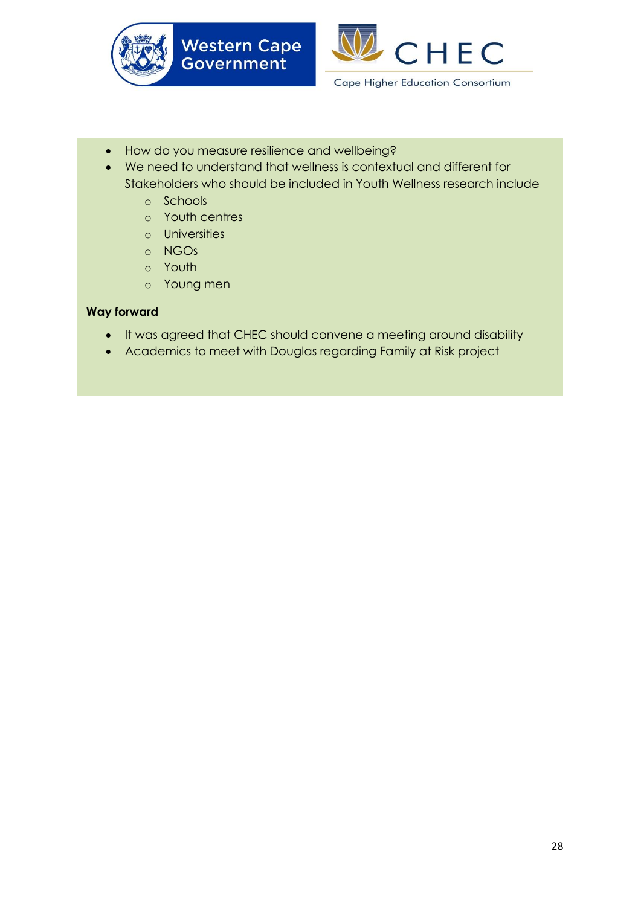- How do you measure resilience and wellbeing?
- We need to understand that wellness is contextual and different for Stakeholders who should be included in Youth Wellness research include
  - Schools
  - Youth centres
  - Universities
  - NGOs
  - Youth
  - Young men

**Way forward**

- It was agreed that CHEC should convene a meeting around disability
- Academics to meet with Douglas regarding Family at Risk project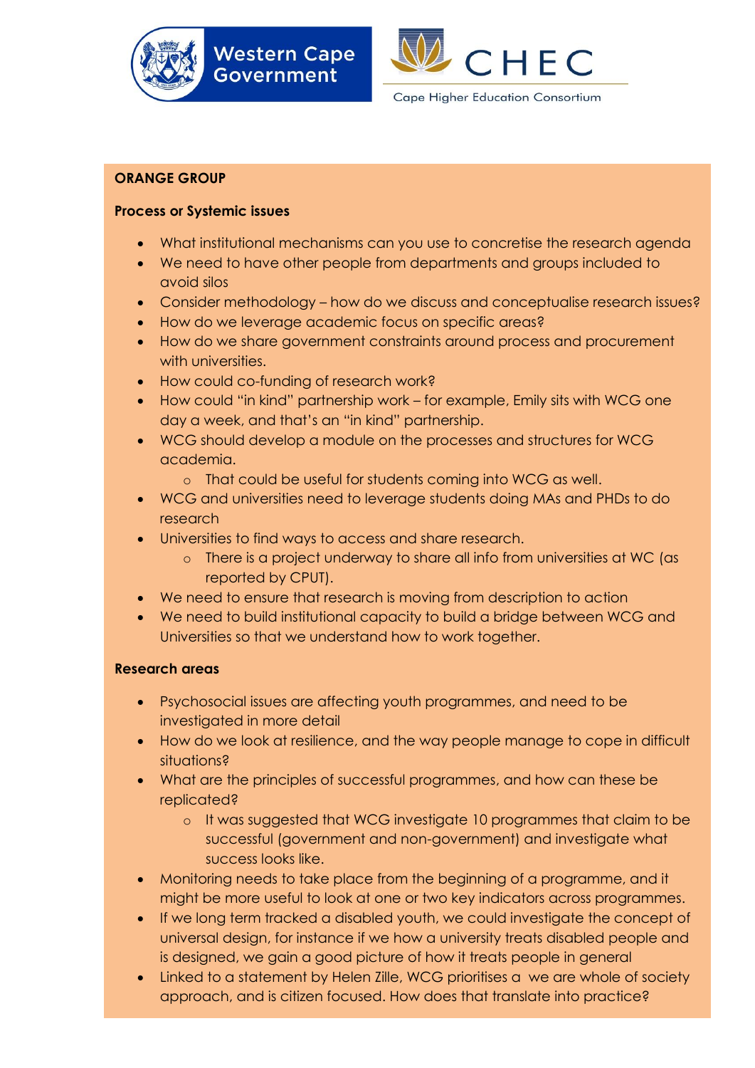**ORANGE GROUP**

**Process or Systemic issues**

- What institutional mechanisms can you use to concretise the research agenda
- We need to have other people from departments and groups included to avoid silos
- Consider methodology – how do we discuss and conceptualise research issues?
- How do we leverage academic focus on specific areas?
- How do we share government constraints around process and procurement with universities.
- How could co-funding of research work?
- How could "in kind" partnership work – for example, Emily sits with WCG one day a week, and that's an "in kind" partnership.
- WCG should develop a module on the processes and structures for WCG academia.
    - That could be useful for students coming into WCG as well.
- WCG and universities need to leverage students doing MAs and PHDs to do research
- Universities to find ways to access and share research.
    - There is a project underway to share all info from universities at WC (as reported by CPUT).
- We need to ensure that research is moving from description to action
- We need to build institutional capacity to build a bridge between WCG and Universities so that we understand how to work together.

**Research areas**

- Psychosocial issues are affecting youth programmes, and need to be investigated in more detail
- How do we look at resilience, and the way people manage to cope in difficult situations?
- What are the principles of successful programmes, and how can these be replicated?
    - It was suggested that WCG investigate 10 programmes that claim to be successful (government and non-government) and investigate what success looks like.
- Monitoring needs to take place from the beginning of a programme, and it might be more useful to look at one or two key indicators across programmes.
- If we long term tracked a disabled youth, we could investigate the concept of universal design, for instance if we how a university treats disabled people and is designed, we gain a good picture of how it treats people in general
- Linked to a statement by Helen Zille, WCG prioritises a we are whole of society approach, and is citizen focused. How does that translate into practice?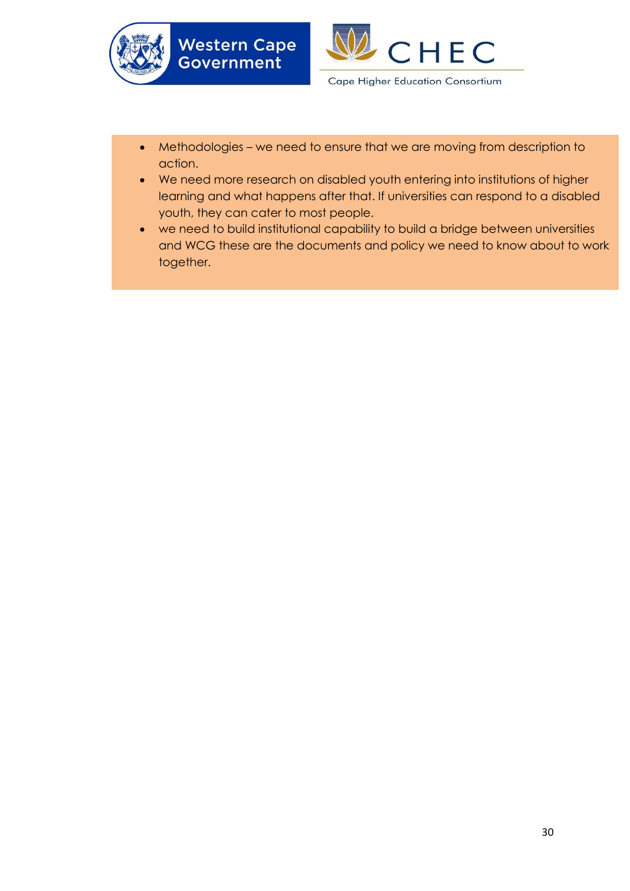- Methodologies – we need to ensure that we are moving from description to action.
- We need more research on disabled youth entering into institutions of higher learning and what happens after that. If universities can respond to a disabled youth, they can cater to most people.
- we need to build institutional capability to build a bridge between universities and WCG these are the documents and policy we need to know about to work together.